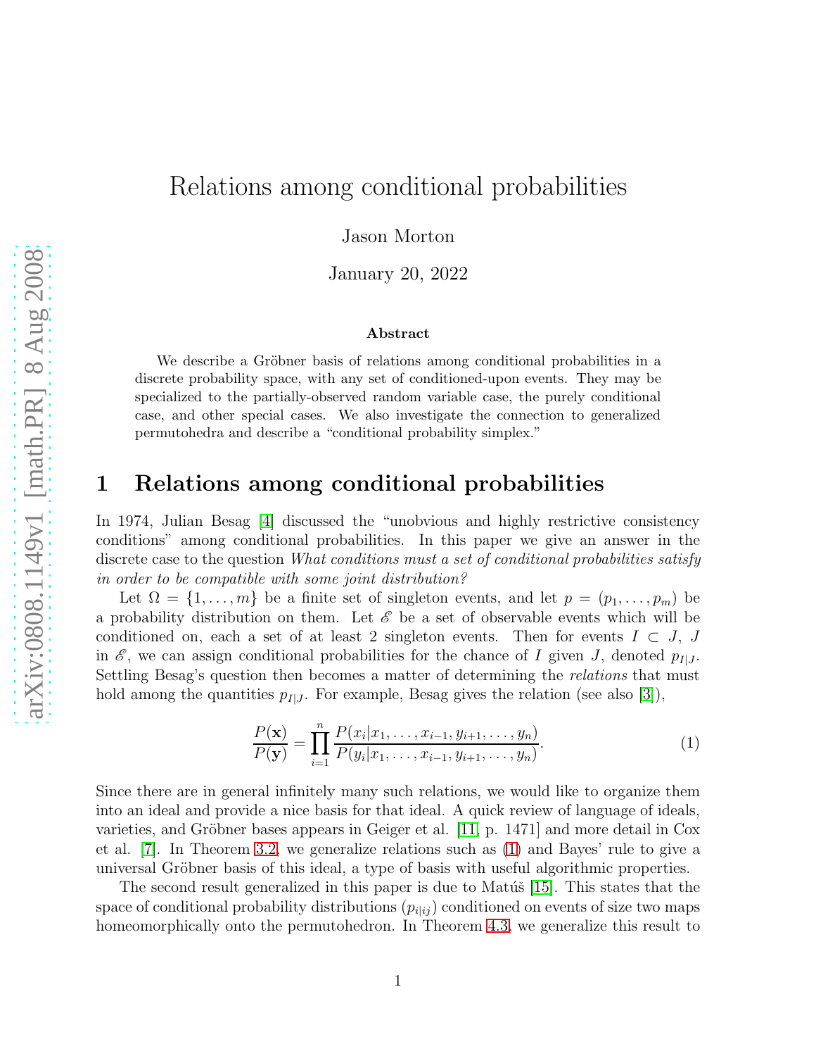# Relations among conditional probabilities

Jason Morton

January 20, 2022

### Abstract

We describe a Gröbner basis of relations among conditional probabilities in a discrete probability space, with any set of conditioned-upon events. They may be specialized to the partially-observed random variable case, the purely conditional case, and other special cases. We also investigate the connection to generalized permutohedra and describe a "conditional probability simplex."

## 1 Relations among conditional probabilities

In 1974, Julian Besag [4] discussed the "unobvious and highly restrictive consistency conditions" among conditional probabilities. In this paper we give an answer in the discrete case to the question *What conditions must a set of conditional probabilities satisfy in order to be compatible with some joint distribution?*

Let $\Omega = \{1, \dots, m\}$ be a finite set of singleton events, and let $p = (p_1, \dots, p_m)$ be a probability distribution on them. Let $\mathscr{E}$ be a set of observable events which will be conditioned on, each a set of at least 2 singleton events. Then for events $I \subset J$, $J$ in $\mathscr{E}$, we can assign conditional probabilities for the chance of $I$ given $J$, denoted $p_{I|J}$. Settling Besag's question then becomes a matter of determining the *relations* that must hold among the quantities $p_{I|J}$. For example, Besag gives the relation (see also [3]),

$$\frac{P(\mathbf{x})}{P(\mathbf{y})} = \prod_{i=1}^{n} \frac{P(x_i | x_1, \dots, x_{i-1}, y_{i+1}, \dots, y_n)}{P(y_i | x_1, \dots, x_{i-1}, y_{i+1}, \dots, y_n)}. \tag{1}$$

Since there are in general infinitely many such relations, we would like to organize them into an ideal and provide a nice basis for that ideal. A quick review of language of ideals, varieties, and Gröbner bases appears in Geiger et al. [11, p. 1471] and more detail in Cox et al. [7]. In Theorem 3.2, we generalize relations such as (1) and Bayes' rule to give a universal Gröbner basis of this ideal, a type of basis with useful algorithmic properties.

The second result generalized in this paper is due to Matúš [15]. This states that the space of conditional probability distributions $(p_{i|ij})$ conditioned on events of size two maps homeomorphically onto the permutohedron. In Theorem 4.3, we generalize this result to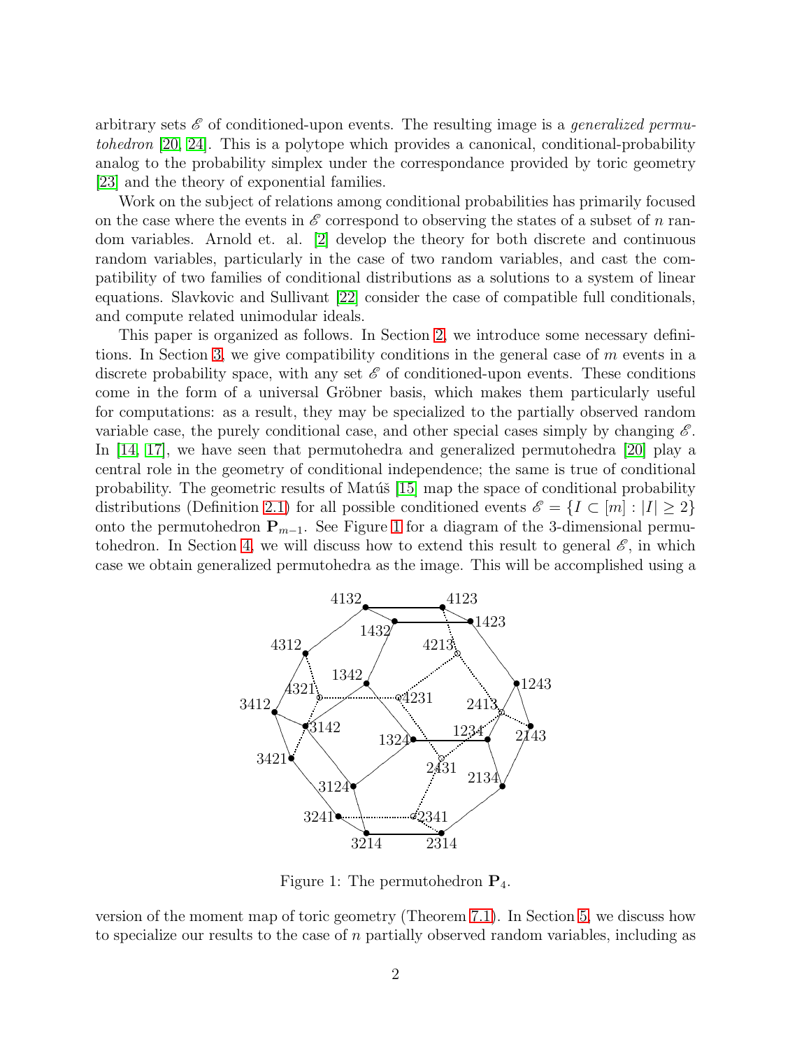arbitrary sets $\mathscr{E}$ of conditioned-upon events. The resulting image is a *generalized permutohedron* [20, 24]. This is a polytope which provides a canonical, conditional-probability analog to the probability simplex under the correspondance provided by toric geometry [23] and the theory of exponential families.

Work on the subject of relations among conditional probabilities has primarily focused on the case where the events in $\mathscr{E}$ correspond to observing the states of a subset of $n$ random variables. Arnold et. al. [2] develop the theory for both discrete and continuous random variables, particularly in the case of two random variables, and cast the compatibility of two families of conditional distributions as a solutions to a system of linear equations. Slavkovic and Sullivant [22] consider the case of compatible full conditionals, and compute related unimodular ideals.

This paper is organized as follows. In Section 2, we introduce some necessary definitions. In Section 3, we give compatibility conditions in the general case of $m$ events in a discrete probability space, with any set $\mathscr{E}$ of conditioned-upon events. These conditions come in the form of a universal Gröbner basis, which makes them particularly useful for computations: as a result, they may be specialized to the partially observed random variable case, the purely conditional case, and other special cases simply by changing $\mathscr{E}$. In [14, 17], we have seen that permutohedra and generalized permutohedra [20] play a central role in the geometry of conditional independence; the same is true of conditional probability. The geometric results of Matúš [15] map the space of conditional probability distributions (Definition 2.1) for all possible conditioned events $\mathscr{E} = \{I \subset [m] : |I| \geq 2\}$ onto the permutohedron $\mathbf{P}_{m-1}$. See Figure 1 for a diagram of the 3-dimensional permutohedron. In Section 4, we will discuss how to extend this result to general $\mathscr{E}$, in which case we obtain generalized permutohedra as the image. This will be accomplished using a

Figure 1: The permutohedron $\mathbf{P}_4$.

version of the moment map of toric geometry (Theorem 7.1). In Section 5, we discuss how to specialize our results to the case of $n$ partially observed random variables, including as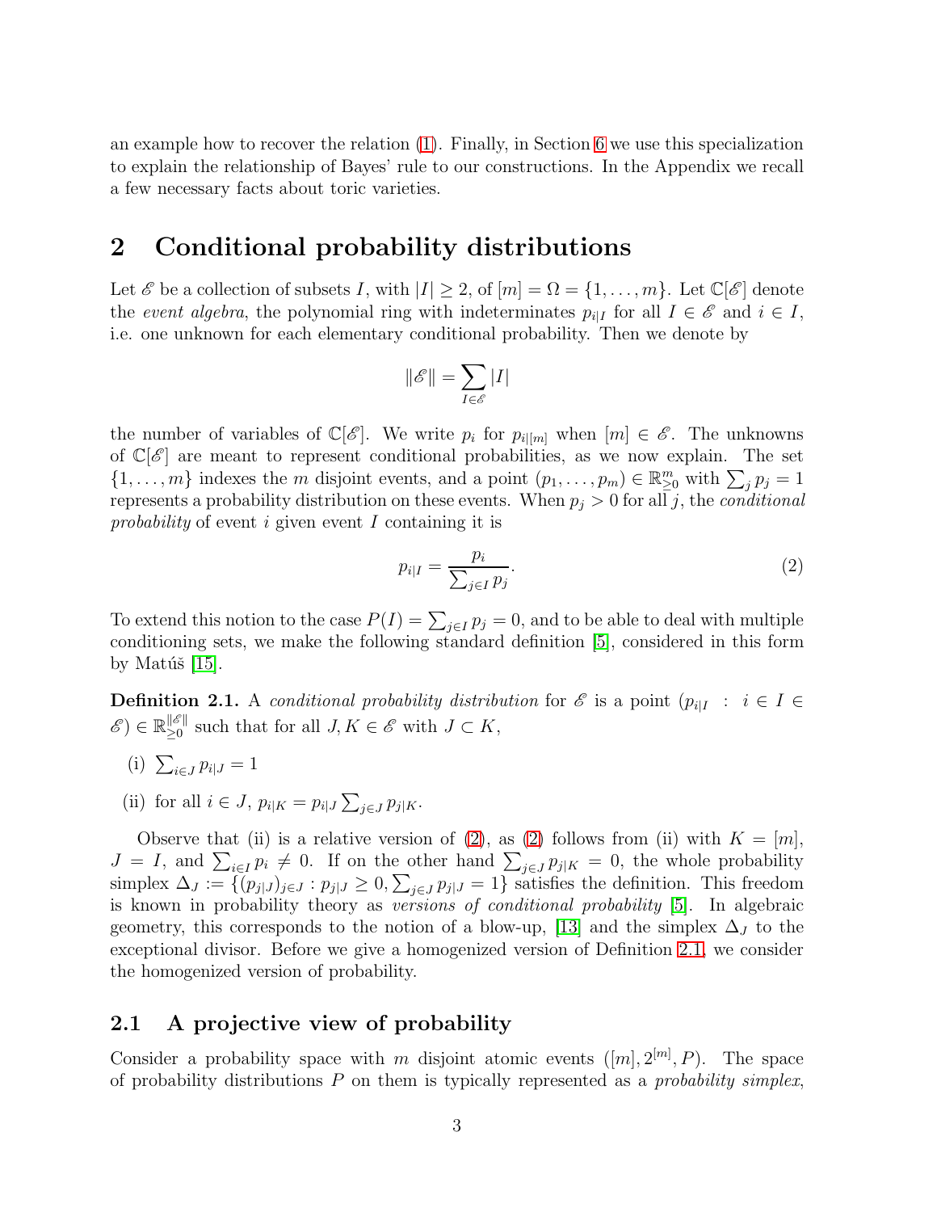an example how to recover the relation (1). Finally, in Section 6 we use this specialization to explain the relationship of Bayes' rule to our constructions. In the Appendix we recall a few necessary facts about toric varieties.

# 2 Conditional probability distributions

Let $\mathscr{E}$ be a collection of subsets $I$, with $|I| \geq 2$, of $[m] = \Omega = \{1, \ldots, m\}$. Let $\mathbb{C}[\mathscr{E}]$ denote the *event algebra*, the polynomial ring with indeterminates $p_{i|I}$ for all $I \in \mathscr{E}$ and $i \in I$, i.e. one unknown for each elementary conditional probability. Then we denote by

$$\|\mathscr{E}\| = \sum_{I \in \mathscr{E}} |I|$$

the number of variables of $\mathbb{C}[\mathscr{E}]$. We write $p_i$ for $p_{i|[m]}$ when $[m] \in \mathscr{E}$. The unknowns of $\mathbb{C}[\mathscr{E}]$ are meant to represent conditional probabilities, as we now explain. The set $\{1, \ldots, m\}$ indexes the $m$ disjoint events, and a point $(p_1, \ldots, p_m) \in \mathbb{R}^m_{\geq 0}$ with $\sum_j p_j = 1$ represents a probability distribution on these events. When $p_j > 0$ for all $j$, the *conditional probability* of event $i$ given event $I$ containing it is

$$p_{i|I} = \frac{p_i}{\sum_{j \in I} p_j}. \tag{2}$$

To extend this notion to the case $P(I) = \sum_{j \in I} p_j = 0$, and to be able to deal with multiple conditioning sets, we make the following standard definition [5], considered in this form by Matúš [15].

**Definition 2.1.** A *conditional probability distribution* for $\mathscr{E}$ is a point $(p_{i|I} \ : \ i \in I \in \mathscr{E}) \in \mathbb{R}^{\|\mathscr{E}\|}_{\geq 0}$ such that for all $J, K \in \mathscr{E}$ with $J \subset K$,

(i) $\sum_{i \in J} p_{i|J} = 1$

(ii) for all $i \in J$, $p_{i|K} = p_{i|J} \sum_{j \in J} p_{j|K}$.

Observe that (ii) is a relative version of (2), as (2) follows from (ii) with $K = [m]$, $J = I$, and $\sum_{i \in I} p_i \neq 0$. If on the other hand $\sum_{j \in J} p_{j|K} = 0$, the whole probability simplex $\Delta_J := \{(p_{j|J})_{j \in J} : p_{j|J} \geq 0, \sum_{j \in J} p_{j|J} = 1\}$ satisfies the definition. This freedom is known in probability theory as *versions of conditional probability* [5]. In algebraic geometry, this corresponds to the notion of a blow-up, [13] and the simplex $\Delta_J$ to the exceptional divisor. Before we give a homogenized version of Definition 2.1, we consider the homogenized version of probability.

## 2.1 A projective view of probability

Consider a probability space with $m$ disjoint atomic events $([m], 2^{[m]}, P)$. The space of probability distributions $P$ on them is typically represented as a *probability simplex*,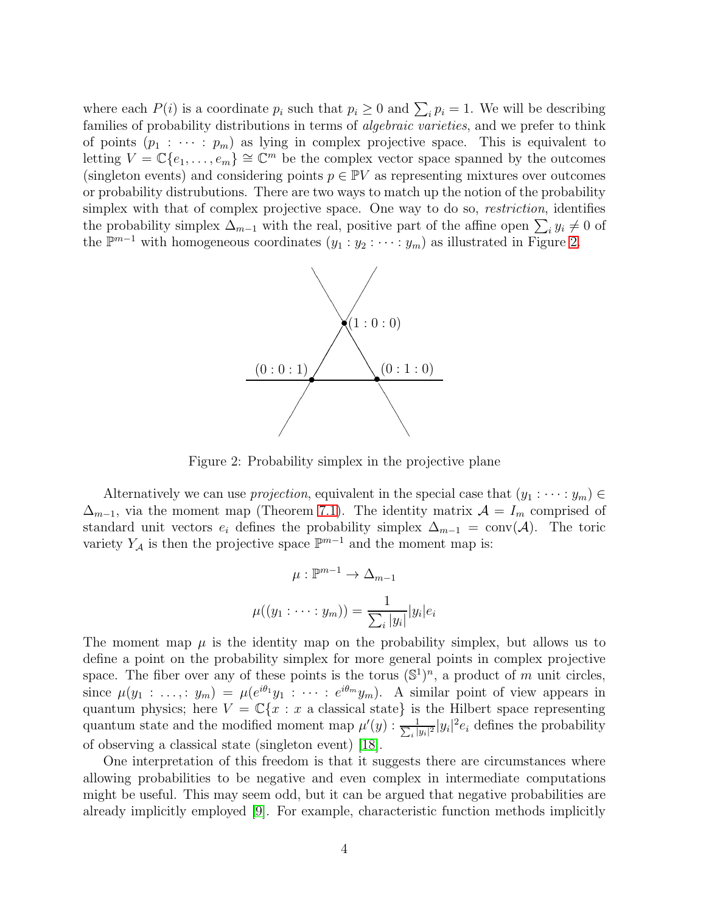where each $P(i)$ is a coordinate $p_i$ such that $p_i \geq 0$ and $\sum_i p_i = 1$. We will be describing families of probability distributions in terms of *algebraic varieties*, and we prefer to think of points $(p_1 : \cdots : p_m)$ as lying in complex projective space. This is equivalent to letting $V = \mathbb{C}\{e_1, \ldots, e_m\} \cong \mathbb{C}^m$ be the complex vector space spanned by the outcomes (singleton events) and considering points $p \in \mathbb{P}V$ as representing mixtures over outcomes or probability distrubutions. There are two ways to match up the notion of the probability simplex with that of complex projective space. One way to do so, *restriction*, identifies the probability simplex $\Delta_{m-1}$ with the real, positive part of the affine open $\sum_i y_i \neq 0$ of the $\mathbb{P}^{m-1}$ with homogeneous coordinates $(y_1 : y_2 : \cdots : y_m)$ as illustrated in Figure 2.

Figure 2: Probability simplex in the projective plane

Alternatively we can use *projection*, equivalent in the special case that $(y_1 : \cdots : y_m) \in \Delta_{m-1}$, via the moment map (Theorem 7.1). The identity matrix $\mathcal{A} = I_m$ comprised of standard unit vectors $e_i$ defines the probability simplex $\Delta_{m-1} = \text{conv}(\mathcal{A})$. The toric variety $Y_{\mathcal{A}}$ is then the projective space $\mathbb{P}^{m-1}$ and the moment map is:

$$\mu : \mathbb{P}^{m-1} \to \Delta_{m-1}$$

$$\mu((y_1 : \cdots : y_m)) = \frac{1}{\sum_i |y_i|} |y_i| e_i$$

The moment map $\mu$ is the identity map on the probability simplex, but allows us to define a point on the probability simplex for more general points in complex projective space. The fiber over any of these points is the torus $(\mathbb{S}^1)^n$, a product of $m$ unit circles, since $\mu(y_1 : \ldots, : y_m) = \mu(e^{i\theta_1} y_1 : \cdots : e^{i\theta_m} y_m)$. A similar point of view appears in quantum physics; here $V = \mathbb{C}\{x : x \text{ a classical state}\}$ is the Hilbert space representing quantum state and the modified moment map $\mu'(y) : \frac{1}{\sum_i |y_i|^2} |y_i|^2 e_i$ defines the probability of observing a classical state (singleton event) [18].

One interpretation of this freedom is that it suggests there are circumstances where allowing probabilities to be negative and even complex in intermediate computations might be useful. This may seem odd, but it can be argued that negative probabilities are already implicitly employed [9]. For example, characteristic function methods implicitly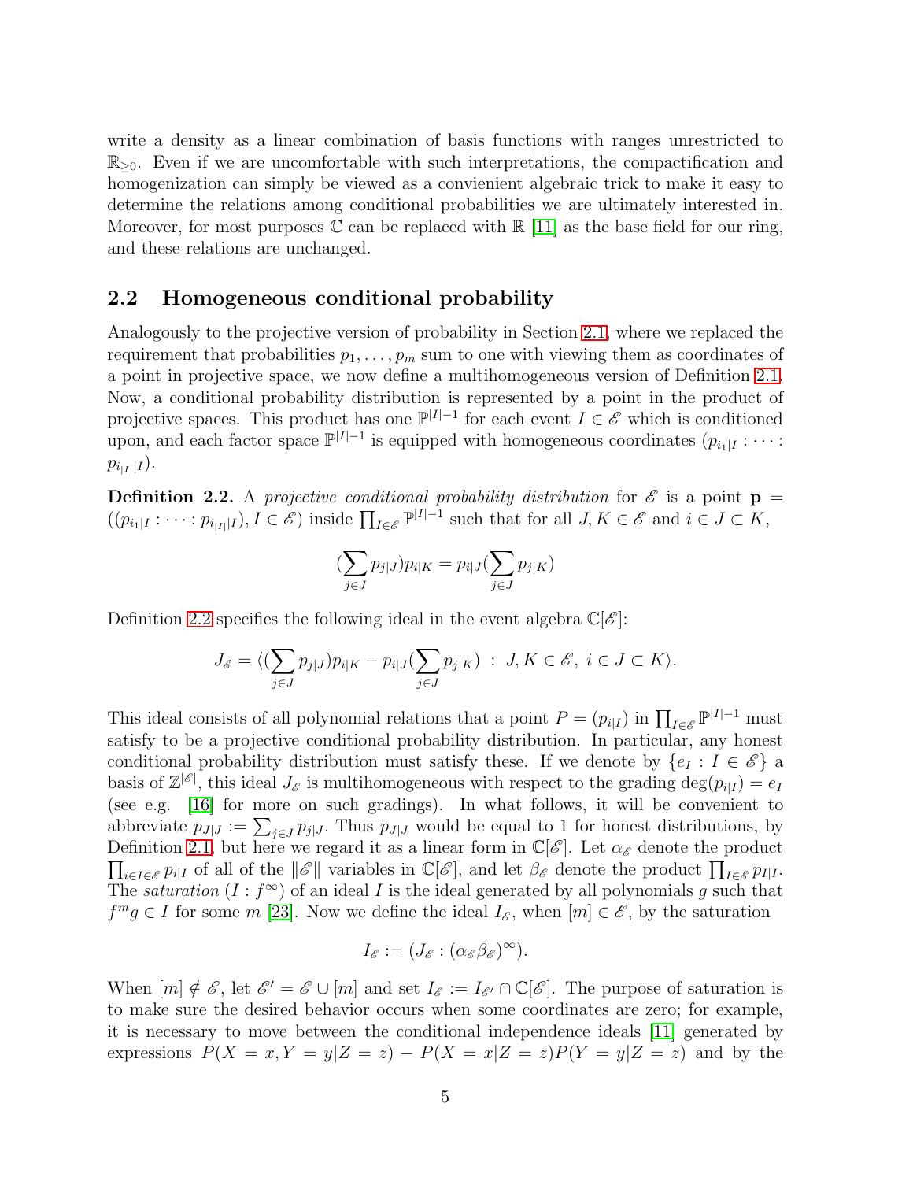write a density as a linear combination of basis functions with ranges unrestricted to $\mathbb{R}_{\geq 0}$. Even if we are uncomfortable with such interpretations, the compactification and homogenization can simply be viewed as a convienient algebraic trick to make it easy to determine the relations among conditional probabilities we are ultimately interested in. Moreover, for most purposes $\mathbb{C}$ can be replaced with $\mathbb{R}$ [11] as the base field for our ring, and these relations are unchanged.

## 2.2 Homogeneous conditional probability

Analogously to the projective version of probability in Section 2.1, where we replaced the requirement that probabilities $p_1, \ldots, p_m$ sum to one with viewing them as coordinates of a point in projective space, we now define a multihomogeneous version of Definition 2.1. Now, a conditional probability distribution is represented by a point in the product of projective spaces. This product has one $\mathbb{P}^{|I|-1}$ for each event $I \in \mathscr{E}$ which is conditioned upon, and each factor space $\mathbb{P}^{|I|-1}$ is equipped with homogeneous coordinates $(p_{i_1|I} : \cdots : p_{i_{|I|}|I})$.

**Definition 2.2.** A *projective conditional probability distribution* for $\mathscr{E}$ is a point $\mathbf{p} = ((p_{i_1|I} : \cdots : p_{i_{|I|}|I}), I \in \mathscr{E})$ inside $\prod_{I \in \mathscr{E}} \mathbb{P}^{|I|-1}$ such that for all $J, K \in \mathscr{E}$ and $i \in J \subset K$,

$$(\sum_{j \in J} p_{j|J}) p_{i|K} = p_{i|J} (\sum_{j \in J} p_{j|K})$$

Definition 2.2 specifies the following ideal in the event algebra $\mathbb{C}[\mathscr{E}]$:

$$J_{\mathscr{E}} = \langle (\sum_{j \in J} p_{j|J}) p_{i|K} - p_{i|J} (\sum_{j \in J} p_{j|K}) \ : \ J, K \in \mathscr{E}, \ i \in J \subset K \rangle.$$

This ideal consists of all polynomial relations that a point $P = (p_{i|I})$ in $\prod_{I \in \mathscr{E}} \mathbb{P}^{|I|-1}$ must satisfy to be a projective conditional probability distribution. In particular, any honest conditional probability distribution must satisfy these. If we denote by $\{e_I : I \in \mathscr{E}\}$ a basis of $\mathbb{Z}^{|\mathscr{E}|}$, this ideal $J_{\mathscr{E}}$ is multihomogeneous with respect to the grading $\deg(p_{i|I}) = e_I$ (see e.g. [16] for more on such gradings). In what follows, it will be convenient to abbreviate $p_{J|J} := \sum_{j \in J} p_{j|J}$. Thus $p_{J|J}$ would be equal to 1 for honest distributions, by Definition 2.1, but here we regard it as a linear form in $\mathbb{C}[\mathscr{E}]$. Let $\alpha_{\mathscr{E}}$ denote the product $\prod_{i \in I \in \mathscr{E}} p_{i|I}$ of all of the $\|\mathscr{E}\|$ variables in $\mathbb{C}[\mathscr{E}]$, and let $\beta_{\mathscr{E}}$ denote the product $\prod_{I \in \mathscr{E}} p_{I|I}$. The *saturation* $(I : f^\infty)$ of an ideal $I$ is the ideal generated by all polynomials $g$ such that $f^m g \in I$ for some $m$ [23]. Now we define the ideal $I_{\mathscr{E}}$, when $[m] \in \mathscr{E}$, by the saturation

$$I_{\mathscr{E}} := (J_{\mathscr{E}} : (\alpha_{\mathscr{E}} \beta_{\mathscr{E}})^\infty).$$

When $[m] \notin \mathscr{E}$, let $\mathscr{E}' = \mathscr{E} \cup [m]$ and set $I_{\mathscr{E}} := I_{\mathscr{E}'} \cap \mathbb{C}[\mathscr{E}]$. The purpose of saturation is to make sure the desired behavior occurs when some coordinates are zero; for example, it is necessary to move between the conditional independence ideals [11] generated by expressions $P(X = x, Y = y | Z = z) - P(X = x | Z = z) P(Y = y | Z = z)$ and by the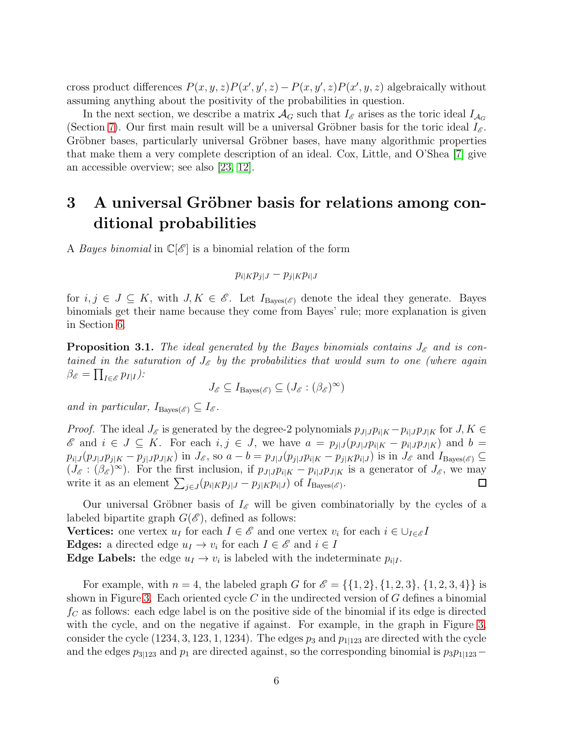cross product differences $P(x, y, z)P(x', y', z) - P(x, y', z)P(x', y, z)$ algebraically without assuming anything about the positivity of the probabilities in question.

In the next section, we describe a matrix $\mathcal{A}_G$ such that $I_{\mathscr{E}}$ arises as the toric ideal $I_{\mathcal{A}_G}$ (Section 7). Our first main result will be a universal Gröbner basis for the toric ideal $I_{\mathscr{E}}$. Gröbner bases, particularly universal Gröbner bases, have many algorithmic properties that make them a very complete description of an ideal. Cox, Little, and O'Shea [7] give an accessible overview; see also [23, 12].

# 3 A universal Gröbner basis for relations among conditional probabilities

A *Bayes binomial* in $\mathbb{C}[\mathscr{E}]$ is a binomial relation of the form

$$p_{i|K}p_{j|J} - p_{j|K}p_{i|J}$$

for $i, j \in J \subseteq K$, with $J, K \in \mathscr{E}$. Let $I_{\text{Bayes}(\mathscr{E})}$ denote the ideal they generate. Bayes binomials get their name because they come from Bayes' rule; more explanation is given in Section 6.

**Proposition 3.1.** *The ideal generated by the Bayes binomials contains $J_{\mathscr{E}}$ and is contained in the saturation of $J_{\mathscr{E}}$ by the probabilities that would sum to one (where again $\beta_{\mathscr{E}} = \prod_{I \in \mathscr{E}} p_{I|I}$):*

$$J_{\mathscr{E}} \subseteq I_{\text{Bayes}(\mathscr{E})} \subseteq (J_{\mathscr{E}} : (\beta_{\mathscr{E}})^{\infty})$$

*and in particular, $I_{\text{Bayes}(\mathscr{E})} \subseteq I_{\mathscr{E}}$.*

*Proof.* The ideal $J_{\mathscr{E}}$ is generated by the degree-2 polynomials $p_{J|J}p_{i|K} - p_{i|J}p_{J|K}$ for $J, K \in \mathscr{E}$ and $i \in J \subseteq K$. For each $i, j \in J$, we have $a = p_{j|J}(p_{J|J}p_{i|K} - p_{i|J}p_{J|K})$ and $b = p_{i|J}(p_{J|J}p_{j|K} - p_{j|J}p_{J|K})$ in $J_{\mathscr{E}}$, so $a - b = p_{J|J}(p_{j|J}p_{i|K} - p_{j|K}p_{i|J})$ is in $J_{\mathscr{E}}$ and $I_{\text{Bayes}(\mathscr{E})} \subseteq (J_{\mathscr{E}} : (\beta_{\mathscr{E}})^{\infty})$. For the first inclusion, if $p_{J|J}p_{i|K} - p_{i|J}p_{J|K}$ is a generator of $J_{\mathscr{E}}$, we may write it as an element $\sum_{j \in J}(p_{i|K}p_{j|J} - p_{j|K}p_{i|J})$ of $I_{\text{Bayes}(\mathscr{E})}$. $\square$

Our universal Gröbner basis of $I_{\mathscr{E}}$ will be given combinatorially by the cycles of a labeled bipartite graph $G(\mathscr{E})$, defined as follows:
**Vertices:** one vertex $u_I$ for each $I \in \mathscr{E}$ and one vertex $v_i$ for each $i \in \cup_{I \in \mathscr{E}} I$
**Edges:** a directed edge $u_I \to v_i$ for each $I \in \mathscr{E}$ and $i \in I$
**Edge Labels:** the edge $u_I \to v_i$ is labeled with the indeterminate $p_{i|I}$.

For example, with $n = 4$, the labeled graph $G$ for $\mathscr{E} = \{\{1, 2\}, \{1, 2, 3\}, \{1, 2, 3, 4\}\}$ is shown in Figure 3. Each oriented cycle $C$ in the undirected version of $G$ defines a binomial $f_C$ as follows: each edge label is on the positive side of the binomial if its edge is directed with the cycle, and on the negative if against. For example, in the graph in Figure 3, consider the cycle $(1234, 3, 123, 1, 1234)$. The edges $p_3$ and $p_{1|123}$ are directed with the cycle and the edges $p_{3|123}$ and $p_1$ are directed against, so the corresponding binomial is $p_3p_{1|123} -$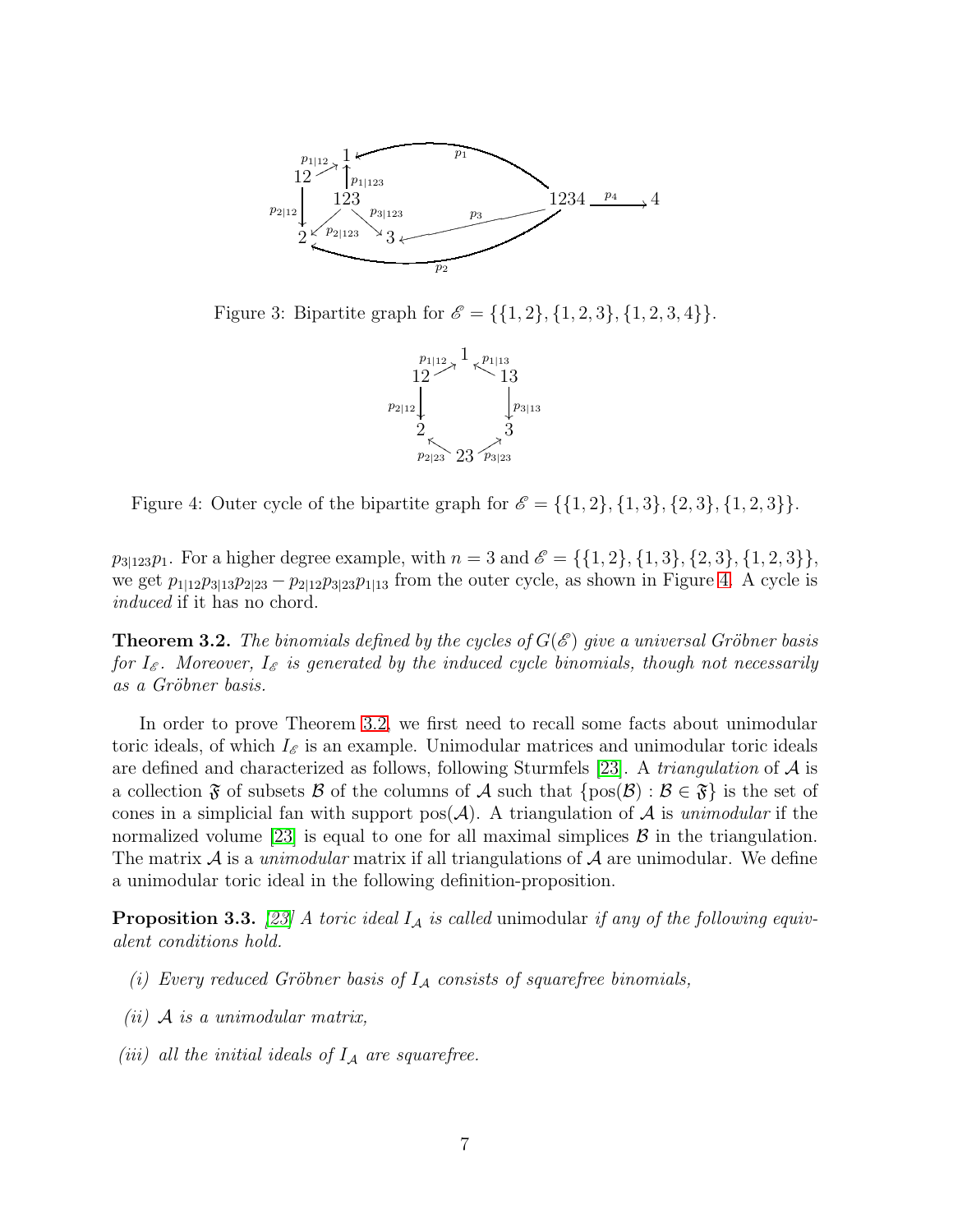Figure 3: Bipartite graph for $\mathscr{E} = \{\{1,2\},\{1,2,3\},\{1,2,3,4\}\}$.

Figure 4: Outer cycle of the bipartite graph for $\mathscr{E} = \{\{1,2\},\{1,3\},\{2,3\},\{1,2,3\}\}$.

$p_{3|123}p_1$. For a higher degree example, with $n = 3$ and $\mathscr{E} = \{\{1,2\},\{1,3\},\{2,3\},\{1,2,3\}\}$, we get $p_{1|12}p_{3|13}p_{2|23} - p_{2|12}p_{3|23}p_{1|13}$ from the outer cycle, as shown in Figure 4. A cycle is *induced* if it has no chord.

**Theorem 3.2.** *The binomials defined by the cycles of $G(\mathscr{E})$ give a universal Gröbner basis for $I_{\mathscr{E}}$. Moreover, $I_{\mathscr{E}}$ is generated by the induced cycle binomials, though not necessarily as a Gröbner basis.*

In order to prove Theorem 3.2, we first need to recall some facts about unimodular toric ideals, of which $I_{\mathscr{E}}$ is an example. Unimodular matrices and unimodular toric ideals are defined and characterized as follows, following Sturmfels [23]. A *triangulation* of $\mathcal{A}$ is a collection $\mathfrak{F}$ of subsets $\mathcal{B}$ of the columns of $\mathcal{A}$ such that $\{\mathrm{pos}(\mathcal{B}) : \mathcal{B} \in \mathfrak{F}\}$ is the set of cones in a simplicial fan with support $\mathrm{pos}(\mathcal{A})$. A triangulation of $\mathcal{A}$ is *unimodular* if the normalized volume [23] is equal to one for all maximal simplices $\mathcal{B}$ in the triangulation. The matrix $\mathcal{A}$ is a *unimodular* matrix if all triangulations of $\mathcal{A}$ are unimodular. We define a unimodular toric ideal in the following definition-proposition.

**Proposition 3.3.** *[23] A toric ideal $I_{\mathcal{A}}$ is called* unimodular *if any of the following equivalent conditions hold.*

*(i) Every reduced Gröbner basis of $I_{\mathcal{A}}$ consists of squarefree binomials,*

*(ii) $\mathcal{A}$ is a unimodular matrix,*

*(iii) all the initial ideals of $I_{\mathcal{A}}$ are squarefree.*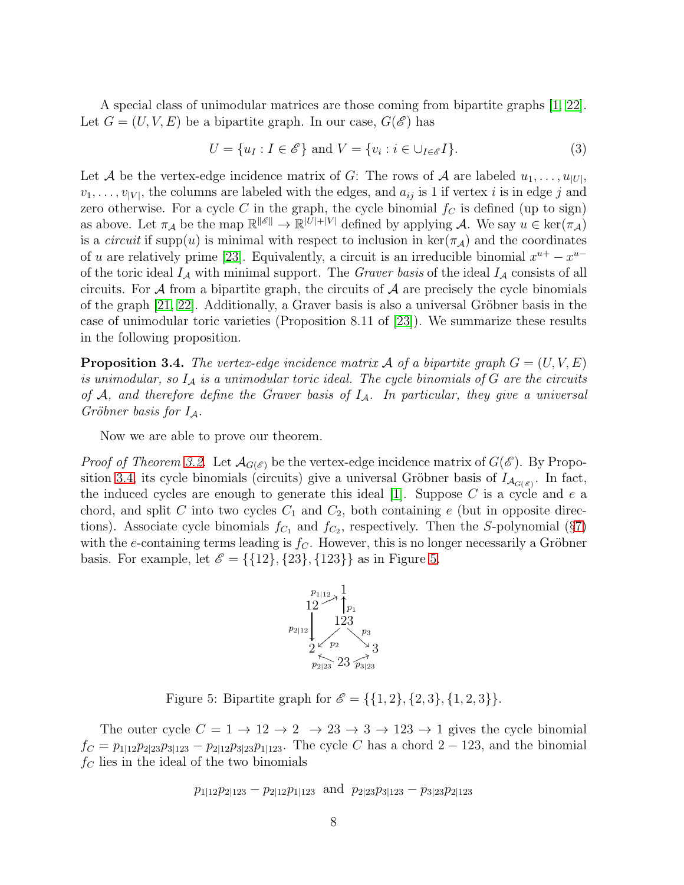A special class of unimodular matrices are those coming from bipartite graphs [1, 22]. Let $G = (U, V, E)$ be a bipartite graph. In our case, $G(\mathscr{E})$ has

$$U = \{u_I : I \in \mathscr{E}\} \text{ and } V = \{v_i : i \in \cup_{I \in \mathscr{E}} I\}. \tag{3}$$

Let $\mathcal{A}$ be the vertex-edge incidence matrix of $G$: The rows of $\mathcal{A}$ are labeled $u_1, \ldots, u_{|U|}$, $v_1, \ldots, v_{|V|}$, the columns are labeled with the edges, and $a_{ij}$ is 1 if vertex $i$ is in edge $j$ and zero otherwise. For a cycle $C$ in the graph, the cycle binomial $f_C$ is defined (up to sign) as above. Let $\pi_{\mathcal{A}}$ be the map $\mathbb{R}^{\|\mathscr{E}\|} \to \mathbb{R}^{|U|+|V|}$ defined by applying $\mathcal{A}$. We say $u \in \ker(\pi_{\mathcal{A}})$ is a *circuit* if $\text{supp}(u)$ is minimal with respect to inclusion in $\ker(\pi_{\mathcal{A}})$ and the coordinates of $u$ are relatively prime [23]. Equivalently, a circuit is an irreducible binomial $x^{u+} - x^{u-}$ of the toric ideal $I_{\mathcal{A}}$ with minimal support. The *Graver basis* of the ideal $I_{\mathcal{A}}$ consists of all circuits. For $\mathcal{A}$ from a bipartite graph, the circuits of $\mathcal{A}$ are precisely the cycle binomials of the graph [21, 22]. Additionally, a Graver basis is also a universal Gröbner basis in the case of unimodular toric varieties (Proposition 8.11 of [23]). We summarize these results in the following proposition.

**Proposition 3.4.** *The vertex-edge incidence matrix $\mathcal{A}$ of a bipartite graph $G = (U, V, E)$ is unimodular, so $I_{\mathcal{A}}$ is a unimodular toric ideal. The cycle binomials of $G$ are the circuits of $\mathcal{A}$, and therefore define the Graver basis of $I_{\mathcal{A}}$. In particular, they give a universal Gröbner basis for $I_{\mathcal{A}}$.*

Now we are able to prove our theorem.

*Proof of Theorem 3.2.* Let $\mathcal{A}_{G(\mathscr{E})}$ be the vertex-edge incidence matrix of $G(\mathscr{E})$. By Proposition 3.4, its cycle binomials (circuits) give a universal Gröbner basis of $I_{\mathcal{A}_{G(\mathscr{E})}}$. In fact, the induced cycles are enough to generate this ideal [1]. Suppose $C$ is a cycle and $e$ a chord, and split $C$ into two cycles $C_1$ and $C_2$, both containing $e$ (but in opposite directions). Associate cycle binomials $f_{C_1}$ and $f_{C_2}$, respectively. Then the $S$-polynomial (§7) with the $e$-containing terms leading is $f_C$. However, this is no longer necessarily a Gröbner basis. For example, let $\mathscr{E} = \{\{12\}, \{23\}, \{123\}\}$ as in Figure 5.

Figure 5: Bipartite graph for $\mathscr{E} = \{\{1, 2\}, \{2, 3\}, \{1, 2, 3\}\}$.

The outer cycle $C = 1 \to 12 \to 2 \ \to 23 \to 3 \to 123 \to 1$ gives the cycle binomial $f_C = p_{1|12}p_{2|23}p_{3|123} - p_{2|12}p_{3|23}p_{1|123}$. The cycle $C$ has a chord $2 - 123$, and the binomial $f_C$ lies in the ideal of the two binomials

$$p_{1|12}p_{2|123} - p_{2|12}p_{1|123} \ \text{ and } \ p_{2|23}p_{3|123} - p_{3|23}p_{2|123}$$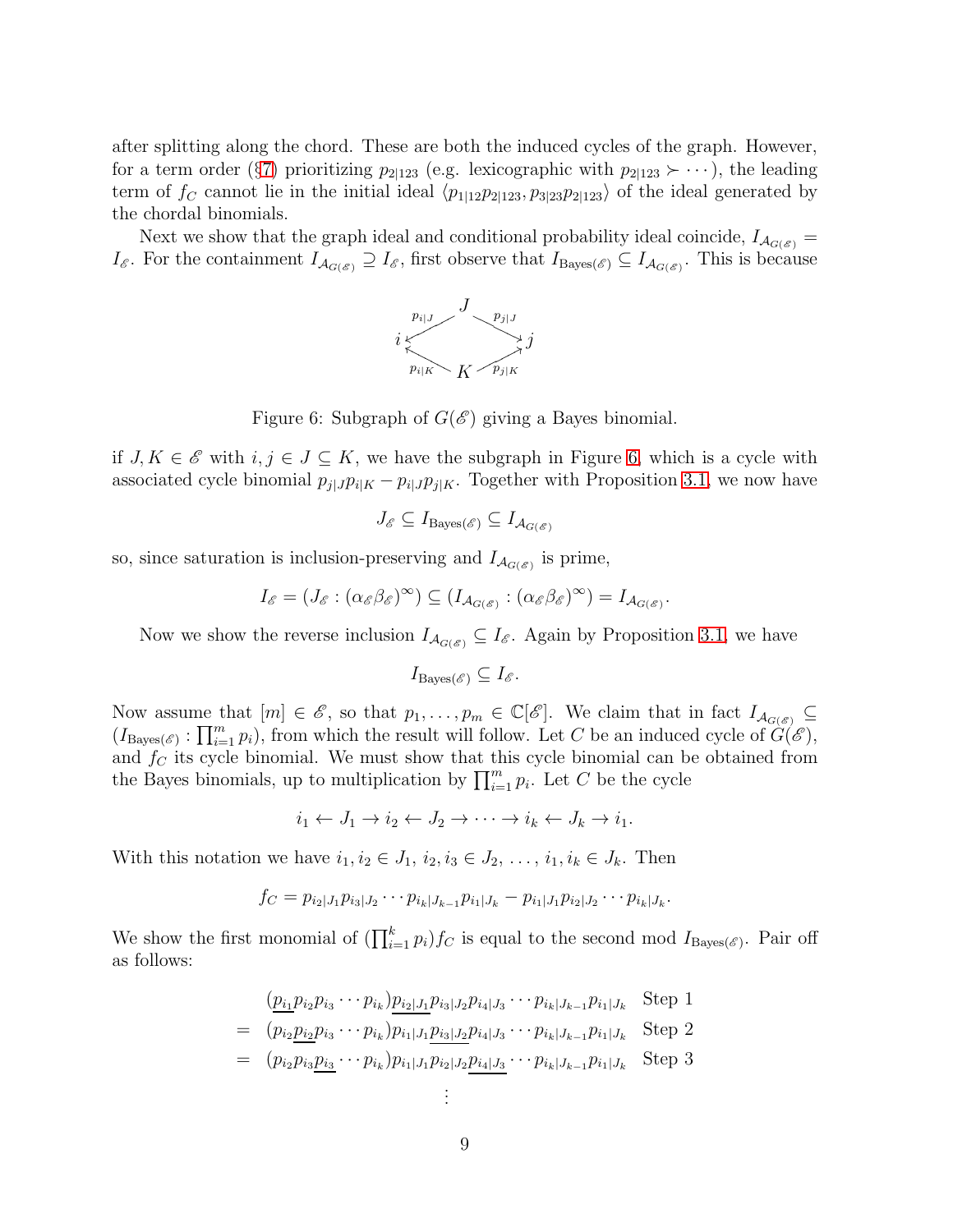after splitting along the chord. These are both the induced cycles of the graph. However, for a term order (§7) prioritizing $p_{2|123}$ (e.g. lexicographic with $p_{2|123} \succ \cdots$), the leading term of $f_C$ cannot lie in the initial ideal $\langle p_{1|12}p_{2|123}, p_{3|23}p_{2|123}\rangle$ of the ideal generated by the chordal binomials.

Next we show that the graph ideal and conditional probability ideal coincide, $I_{\mathcal{A}_{G(\mathscr{E})}} = I_{\mathscr{E}}$. For the containment $I_{\mathcal{A}_{G(\mathscr{E})}} \supseteq I_{\mathscr{E}}$, first observe that $I_{\text{Bayes}(\mathscr{E})} \subseteq I_{\mathcal{A}_{G(\mathscr{E})}}$. This is because

Figure 6: Subgraph of $G(\mathscr{E})$ giving a Bayes binomial.

if $J, K \in \mathscr{E}$ with $i, j \in J \subseteq K$, we have the subgraph in Figure 6, which is a cycle with associated cycle binomial $p_{j|J}p_{i|K} - p_{i|J}p_{j|K}$. Together with Proposition 3.1, we now have

$$J_{\mathscr{E}} \subseteq I_{\text{Bayes}(\mathscr{E})} \subseteq I_{\mathcal{A}_{G(\mathscr{E})}}$$

so, since saturation is inclusion-preserving and $I_{\mathcal{A}_{G(\mathscr{E})}}$ is prime,

$$I_{\mathscr{E}} = (J_{\mathscr{E}} : (\alpha_{\mathscr{E}}\beta_{\mathscr{E}})^{\infty}) \subseteq (I_{\mathcal{A}_{G(\mathscr{E})}} : (\alpha_{\mathscr{E}}\beta_{\mathscr{E}})^{\infty}) = I_{\mathcal{A}_{G(\mathscr{E})}}.$$

Now we show the reverse inclusion $I_{\mathcal{A}_{G(\mathscr{E})}} \subseteq I_{\mathscr{E}}$. Again by Proposition 3.1, we have

$$I_{\text{Bayes}(\mathscr{E})} \subseteq I_{\mathscr{E}}.$$

Now assume that $[m] \in \mathscr{E}$, so that $p_1, \ldots, p_m \in \mathbb{C}[\mathscr{E}]$. We claim that in fact $I_{\mathcal{A}_{G(\mathscr{E})}} \subseteq (I_{\text{Bayes}(\mathscr{E})} : \prod_{i=1}^{m} p_i)$, from which the result will follow. Let $C$ be an induced cycle of $G(\mathscr{E})$, and $f_C$ its cycle binomial. We must show that this cycle binomial can be obtained from the Bayes binomials, up to multiplication by $\prod_{i=1}^{m} p_i$. Let $C$ be the cycle

$$i_1 \leftarrow J_1 \rightarrow i_2 \leftarrow J_2 \rightarrow \cdots \rightarrow i_k \leftarrow J_k \rightarrow i_1.$$

With this notation we have $i_1, i_2 \in J_1$, $i_2, i_3 \in J_2$, $\ldots$, $i_1, i_k \in J_k$. Then

$$f_C = p_{i_2|J_1}p_{i_3|J_2}\cdots p_{i_k|J_{k-1}}p_{i_1|J_k} - p_{i_1|J_1}p_{i_2|J_2}\cdots p_{i_k|J_k}.$$

We show the first monomial of $(\prod_{i=1}^{k} p_i)f_C$ is equal to the second mod $I_{\text{Bayes}(\mathscr{E})}$. Pair off as follows:

$$\begin{aligned}
& (\underline{p_{i_1}}p_{i_2}p_{i_3}\cdots p_{i_k})\underline{p_{i_2|J_1}}p_{i_3|J_2}p_{i_4|J_3}\cdots p_{i_k|J_{k-1}}p_{i_1|J_k} \quad \text{Step 1} \\
= \; & (p_{i_2}\underline{p_{i_2}}p_{i_3}\cdots p_{i_k})p_{i_1|J_1}\underline{p_{i_3|J_2}}p_{i_4|J_3}\cdots p_{i_k|J_{k-1}}p_{i_1|J_k} \quad \text{Step 2} \\
= \; & (p_{i_2}p_{i_3}\underline{p_{i_3}}\cdots p_{i_k})p_{i_1|J_1}p_{i_2|J_2}\underline{p_{i_4|J_3}}\cdots p_{i_k|J_{k-1}}p_{i_1|J_k} \quad \text{Step 3} \\
& \vdots
\end{aligned}$$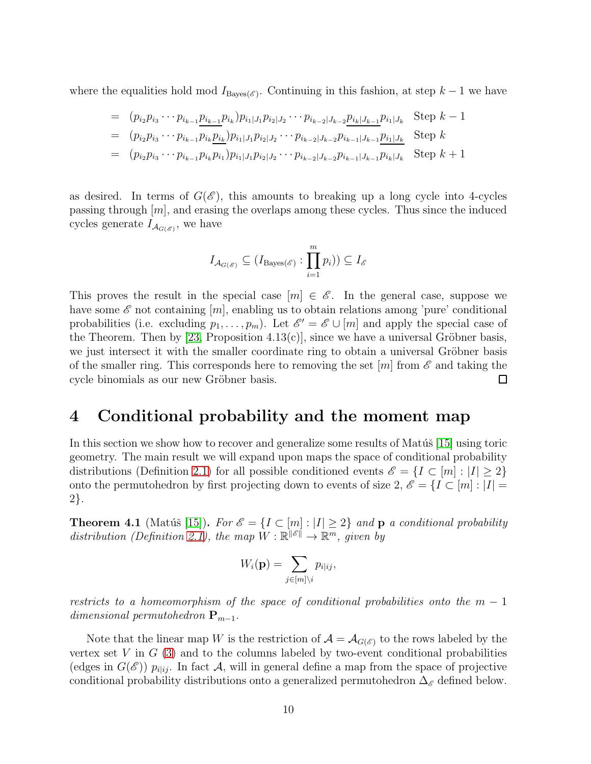where the equalities hold mod $I_{\mathrm{Bayes}(\mathscr{E})}$. Continuing in this fashion, at step $k-1$ we have

$$
\begin{aligned}
&= (p_{i_2}p_{i_3}\cdots p_{i_{k-1}}\underline{p_{i_{k-1}}}p_{i_k})p_{i_1|J_1}p_{i_2|J_2}\cdots p_{i_{k-2}|J_{k-2}}\underline{p_{i_k|J_{k-1}}}p_{i_1|J_k} \quad \text{Step } k-1 \\
&= (p_{i_2}p_{i_3}\cdots p_{i_{k-1}}p_{i_k}\underline{p_{i_k}})p_{i_1|J_1}p_{i_2|J_2}\cdots p_{i_{k-2}|J_{k-2}}p_{i_{k-1}|J_{k-1}}\underline{p_{i_1|J_k}} \quad \text{Step } k \\
&= (p_{i_2}p_{i_3}\cdots p_{i_{k-1}}p_{i_k}p_{i_1})p_{i_1|J_1}p_{i_2|J_2}\cdots p_{i_{k-2}|J_{k-2}}p_{i_{k-1}|J_{k-1}}p_{i_k|J_k} \quad \text{Step } k+1
\end{aligned}
$$

as desired. In terms of $G(\mathscr{E})$, this amounts to breaking up a long cycle into 4-cycles passing through $[m]$, and erasing the overlaps among these cycles. Thus since the induced cycles generate $I_{\mathcal{A}_{G(\mathscr{E})}}$, we have

$$I_{\mathcal{A}_{G(\mathscr{E})}} \subseteq (I_{\mathrm{Bayes}(\mathscr{E})} : \prod_{i=1}^{m} p_i)) \subseteq I_{\mathscr{E}}$$

This proves the result in the special case $[m] \in \mathscr{E}$. In the general case, suppose we have some $\mathscr{E}$ not containing $[m]$, enabling us to obtain relations among 'pure' conditional probabilities (i.e. excluding $p_1, \ldots, p_m$). Let $\mathscr{E}' = \mathscr{E} \cup [m]$ and apply the special case of the Theorem. Then by [23, Proposition 4.13(c)], since we have a universal Gröbner basis, we just intersect it with the smaller coordinate ring to obtain a universal Gröbner basis of the smaller ring. This corresponds here to removing the set $[m]$ from $\mathscr{E}$ and taking the cycle binomials as our new Gröbner basis. □

# 4 Conditional probability and the moment map

In this section we show how to recover and generalize some results of Matúš [15] using toric geometry. The main result we will expand upon maps the space of conditional probability distributions (Definition 2.1) for all possible conditioned events $\mathscr{E} = \{I \subset [m] : |I| \geq 2\}$ onto the permutohedron by first projecting down to events of size 2, $\mathscr{E} = \{I \subset [m] : |I| = 2\}$.

**Theorem 4.1** (Matúš [15]). *For $\mathscr{E} = \{I \subset [m] : |I| \geq 2\}$ and $\mathbf{p}$ a conditional probability distribution (Definition 2.1), the map $W : \mathbb{R}^{\|\mathscr{E}\|} \to \mathbb{R}^m$, given by*

$$W_i(\mathbf{p}) = \sum_{j \in [m] \setminus i} p_{i|ij},$$

*restricts to a homeomorphism of the space of conditional probabilities onto the $m-1$ dimensional permutohedron $\mathbf{P}_{m-1}$.*

Note that the linear map $W$ is the restriction of $\mathcal{A} = \mathcal{A}_{G(\mathscr{E})}$ to the rows labeled by the vertex set $V$ in $G$ (3) and to the columns labeled by two-event conditional probabilities (edges in $G(\mathscr{E})$) $p_{i|ij}$. In fact $\mathcal{A}$, will in general define a map from the space of projective conditional probability distributions onto a generalized permutohedron $\Delta_{\mathscr{E}}$ defined below.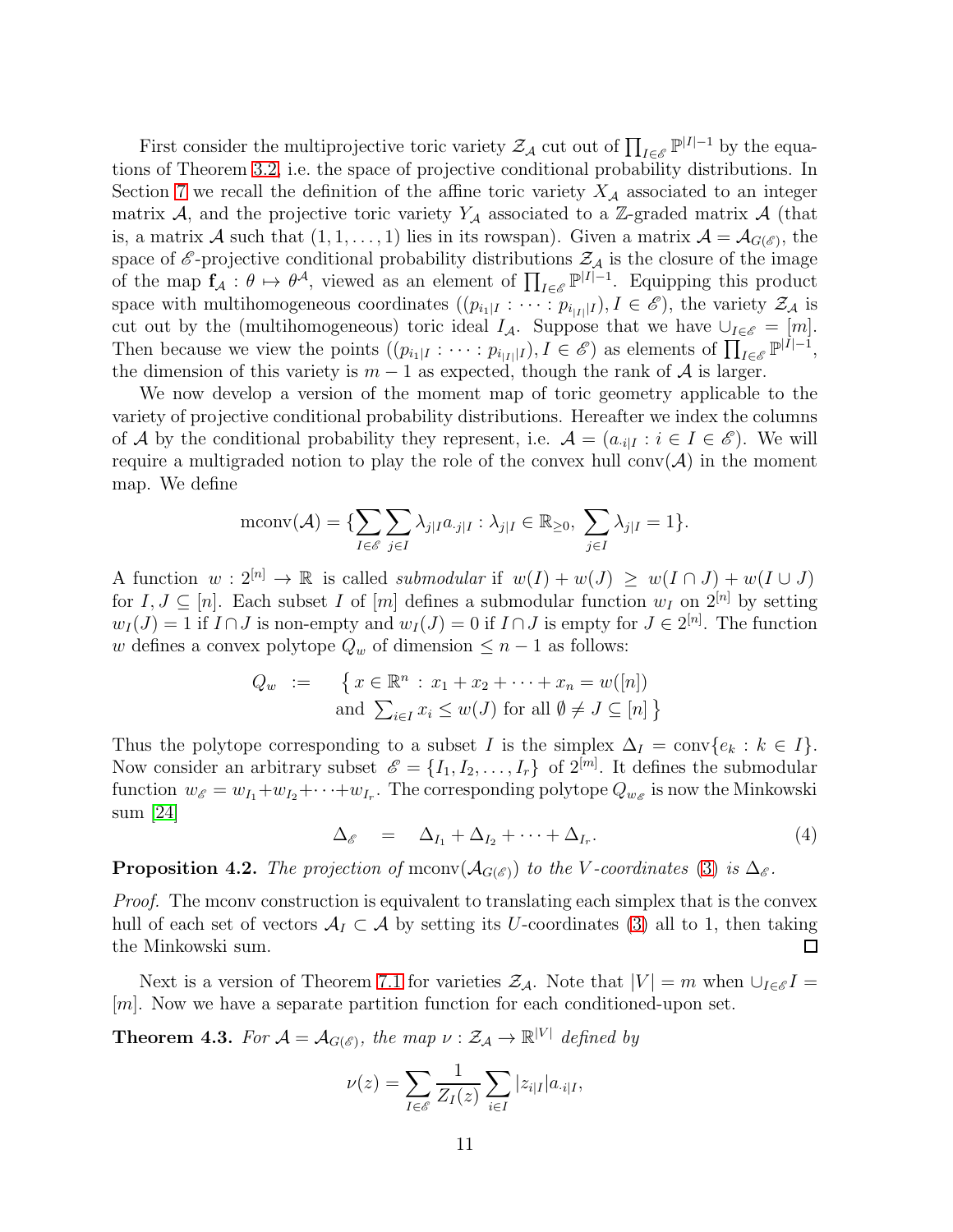First consider the multiprojective toric variety $\mathcal{Z}_\mathcal{A}$ cut out of $\prod_{I\in\mathscr{E}}\mathbb{P}^{|I|-1}$ by the equations of Theorem 3.2, i.e. the space of projective conditional probability distributions. In Section 7 we recall the definition of the affine toric variety $X_\mathcal{A}$ associated to an integer matrix $\mathcal{A}$, and the projective toric variety $Y_\mathcal{A}$ associated to a $\mathbb{Z}$-graded matrix $\mathcal{A}$ (that is, a matrix $\mathcal{A}$ such that $(1,1,\dots,1)$ lies in its rowspan). Given a matrix $\mathcal{A}=\mathcal{A}_{G(\mathscr{E})}$, the space of $\mathscr{E}$-projective conditional probability distributions $\mathcal{Z}_\mathcal{A}$ is the closure of the image of the map $\mathbf{f}_\mathcal{A}:\theta\mapsto\theta^\mathcal{A}$, viewed as an element of $\prod_{I\in\mathscr{E}}\mathbb{P}^{|I|-1}$. Equipping this product space with multihomogeneous coordinates $((p_{i_1|I}:\dots:p_{i_{|I|}|I}), I\in\mathscr{E})$, the variety $\mathcal{Z}_\mathcal{A}$ is cut out by the (multihomogeneous) toric ideal $I_\mathcal{A}$. Suppose that we have $\cup_{I\in\mathscr{E}}=[m]$. Then because we view the points $((p_{i_1|I}:\dots:p_{i_{|I|}|I}), I\in\mathscr{E})$ as elements of $\prod_{I\in\mathscr{E}}\mathbb{P}^{|I|-1}$, the dimension of this variety is $m-1$ as expected, though the rank of $\mathcal{A}$ is larger.

We now develop a version of the moment map of toric geometry applicable to the variety of projective conditional probability distributions. Hereafter we index the columns of $\mathcal{A}$ by the conditional probability they represent, i.e. $\mathcal{A}=(a_{\cdot i|I}: i\in I\in\mathscr{E})$. We will require a multigraded notion to play the role of the convex hull $\mathrm{conv}(\mathcal{A})$ in the moment map. We define

$$\mathrm{mconv}(\mathcal{A})=\{\sum_{I\in\mathscr{E}}\sum_{j\in I}\lambda_{j|I}a_{\cdot j|I}:\lambda_{j|I}\in\mathbb{R}_{\geq 0},\ \sum_{j\in I}\lambda_{j|I}=1\}.$$

A function $w:2^{[n]}\to\mathbb{R}$ is called *submodular* if $w(I)+w(J)\geq w(I\cap J)+w(I\cup J)$ for $I,J\subseteq[n]$. Each subset $I$ of $[m]$ defines a submodular function $w_I$ on $2^{[n]}$ by setting $w_I(J)=1$ if $I\cap J$ is non-empty and $w_I(J)=0$ if $I\cap J$ is empty for $J\in 2^{[n]}$. The function $w$ defines a convex polytope $Q_w$ of dimension $\leq n-1$ as follows:

$$Q_w \;:=\; \big\{\, x\in\mathbb{R}^n \,:\, x_1+x_2+\dots+x_n=w([n]) \text{ and } \textstyle\sum_{i\in I}x_i\leq w(J) \text{ for all } \emptyset\neq J\subseteq[n]\,\big\}$$

Thus the polytope corresponding to a subset $I$ is the simplex $\Delta_I=\mathrm{conv}\{e_k:k\in I\}$. Now consider an arbitrary subset $\mathscr{E}=\{I_1,I_2,\dots,I_r\}$ of $2^{[m]}$. It defines the submodular function $w_\mathscr{E}=w_{I_1}+w_{I_2}+\dots+w_{I_r}$. The corresponding polytope $Q_{w_\mathscr{E}}$ is now the Minkowski sum [24]

$$\Delta_\mathscr{E} \quad=\quad \Delta_{I_1}+\Delta_{I_2}+\dots+\Delta_{I_r}. \tag{4}$$

**Proposition 4.2.** *The projection of* $\mathrm{mconv}(\mathcal{A}_{G(\mathscr{E})})$ *to the $V$-coordinates (3) is* $\Delta_\mathscr{E}$.

*Proof.* The mconv construction is equivalent to translating each simplex that is the convex hull of each set of vectors $\mathcal{A}_I\subset\mathcal{A}$ by setting its $U$-coordinates (3) all to 1, then taking the Minkowski sum. ∎

Next is a version of Theorem 7.1 for varieties $\mathcal{Z}_\mathcal{A}$. Note that $|V|=m$ when $\cup_{I\in\mathscr{E}}I=[m]$. Now we have a separate partition function for each conditioned-upon set.

**Theorem 4.3.** *For $\mathcal{A}=\mathcal{A}_{G(\mathscr{E})}$, the map $\nu:\mathcal{Z}_\mathcal{A}\to\mathbb{R}^{|V|}$ defined by*

$$\nu(z)=\sum_{I\in\mathscr{E}}\frac{1}{Z_I(z)}\sum_{i\in I}|z_{i|I}|a_{\cdot i|I},$$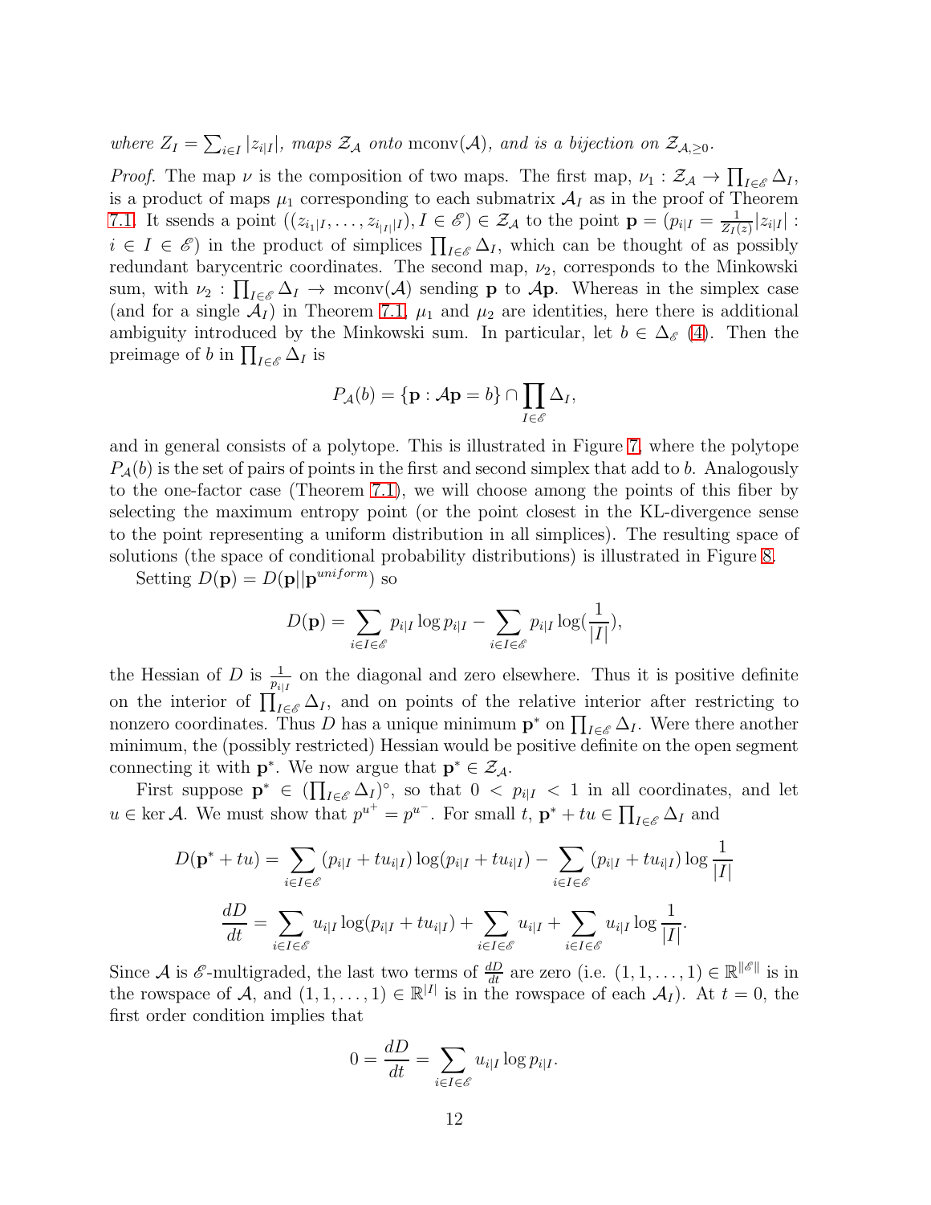*where $Z_I = \sum_{i \in I} |z_{i|I}|$, maps $\mathcal{Z}_\mathcal{A}$ onto* $\mathrm{mconv}(\mathcal{A})$*, and is a bijection on $\mathcal{Z}_{\mathcal{A},\geq 0}$.*

*Proof.* The map $\nu$ is the composition of two maps. The first map, $\nu_1 : \mathcal{Z}_\mathcal{A} \to \prod_{I \in \mathscr{E}} \Delta_I$, is a product of maps $\mu_1$ corresponding to each submatrix $\mathcal{A}_I$ as in the proof of Theorem 7.1. It ssends a point $((z_{i_1|I}, \ldots, z_{i_{|I|}|I}), I \in \mathscr{E}) \in \mathcal{Z}_\mathcal{A}$ to the point $\mathbf{p} = (p_{i|I} = \frac{1}{Z_I(z)}|z_{i|I}| : i \in I \in \mathscr{E})$ in the product of simplices $\prod_{I \in \mathscr{E}} \Delta_I$, which can be thought of as possibly redundant barycentric coordinates. The second map, $\nu_2$, corresponds to the Minkowski sum, with $\nu_2 : \prod_{I \in \mathscr{E}} \Delta_I \to \mathrm{mconv}(\mathcal{A})$ sending $\mathbf{p}$ to $\mathcal{A}\mathbf{p}$. Whereas in the simplex case (and for a single $\mathcal{A}_I$) in Theorem 7.1, $\mu_1$ and $\mu_2$ are identities, here there is additional ambiguity introduced by the Minkowski sum. In particular, let $b \in \Delta_\mathscr{E}$ (4). Then the preimage of $b$ in $\prod_{I \in \mathscr{E}} \Delta_I$ is

$$P_\mathcal{A}(b) = \{\mathbf{p} : \mathcal{A}\mathbf{p} = b\} \cap \prod_{I \in \mathscr{E}} \Delta_I,$$

and in general consists of a polytope. This is illustrated in Figure 7, where the polytope $P_\mathcal{A}(b)$ is the set of pairs of points in the first and second simplex that add to $b$. Analogously to the one-factor case (Theorem 7.1), we will choose among the points of this fiber by selecting the maximum entropy point (or the point closest in the KL-divergence sense to the point representing a uniform distribution in all simplices). The resulting space of solutions (the space of conditional probability distributions) is illustrated in Figure 8.

Setting $D(\mathbf{p}) = D(\mathbf{p}||\mathbf{p}^{uniform})$ so

$$D(\mathbf{p}) = \sum_{i \in I \in \mathscr{E}} p_{i|I} \log p_{i|I} - \sum_{i \in I \in \mathscr{E}} p_{i|I} \log(\frac{1}{|I|}),$$

the Hessian of $D$ is $\frac{1}{p_{i|I}}$ on the diagonal and zero elsewhere. Thus it is positive definite on the interior of $\prod_{I \in \mathscr{E}} \Delta_I$, and on points of the relative interior after restricting to nonzero coordinates. Thus $D$ has a unique minimum $\mathbf{p}^*$ on $\prod_{I \in \mathscr{E}} \Delta_I$. Were there another minimum, the (possibly restricted) Hessian would be positive definite on the open segment connecting it with $\mathbf{p}^*$. We now argue that $\mathbf{p}^* \in \mathcal{Z}_\mathcal{A}$.

First suppose $\mathbf{p}^* \in (\prod_{I \in \mathscr{E}} \Delta_I)^\circ$, so that $0 < p_{i|I} < 1$ in all coordinates, and let $u \in \ker \mathcal{A}$. We must show that $p^{u^+} = p^{u^-}$. For small $t$, $\mathbf{p}^* + tu \in \prod_{I \in \mathscr{E}} \Delta_I$ and

$$D(\mathbf{p}^* + tu) = \sum_{i \in I \in \mathscr{E}} (p_{i|I} + tu_{i|I}) \log(p_{i|I} + tu_{i|I}) - \sum_{i \in I \in \mathscr{E}} (p_{i|I} + tu_{i|I}) \log \frac{1}{|I|}$$

$$\frac{dD}{dt} = \sum_{i \in I \in \mathscr{E}} u_{i|I} \log(p_{i|I} + tu_{i|I}) + \sum_{i \in I \in \mathscr{E}} u_{i|I} + \sum_{i \in I \in \mathscr{E}} u_{i|I} \log \frac{1}{|I|}.$$

Since $\mathcal{A}$ is $\mathscr{E}$-multigraded, the last two terms of $\frac{dD}{dt}$ are zero (i.e. $(1, 1, \ldots, 1) \in \mathbb{R}^{\|\mathscr{E}\|}$ is in the rowspace of $\mathcal{A}$, and $(1, 1, \ldots, 1) \in \mathbb{R}^{|I|}$ is in the rowspace of each $\mathcal{A}_I$). At $t = 0$, the first order condition implies that

$$0 = \frac{dD}{dt} = \sum_{i \in I \in \mathscr{E}} u_{i|I} \log p_{i|I}.$$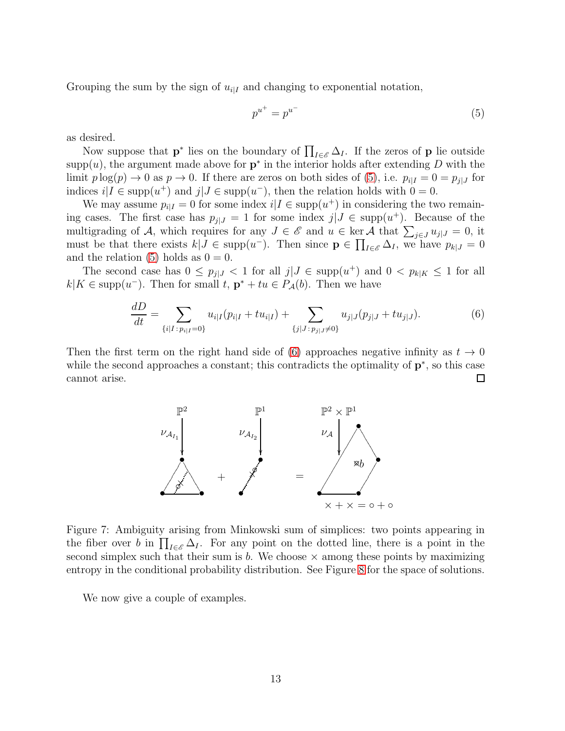Grouping the sum by the sign of $u_{i|I}$ and changing to exponential notation,

$$p^{u^+} = p^{u^-} \tag{5}$$

as desired.

Now suppose that $\mathbf{p}^*$ lies on the boundary of $\prod_{I \in \mathscr{E}} \Delta_I$. If the zeros of $\mathbf{p}$ lie outside $\mathrm{supp}(u)$, the argument made above for $\mathbf{p}^*$ in the interior holds after extending $D$ with the limit $p \log(p) \to 0$ as $p \to 0$. If there are zeros on both sides of (5), i.e. $p_{i|I} = 0 = p_{j|J}$ for indices $i|I \in \mathrm{supp}(u^+)$ and $j|J \in \mathrm{supp}(u^-)$, then the relation holds with $0 = 0$.

We may assume $p_{i|I} = 0$ for some index $i|I \in \mathrm{supp}(u^+)$ in considering the two remaining cases. The first case has $p_{j|J} = 1$ for some index $j|J \in \mathrm{supp}(u^+)$. Because of the multigrading of $\mathcal{A}$, which requires for any $J \in \mathscr{E}$ and $u \in \ker \mathcal{A}$ that $\sum_{j \in J} u_{j|J} = 0$, it must be that there exists $k|J \in \mathrm{supp}(u^-)$. Then since $\mathbf{p} \in \prod_{I \in \mathscr{E}} \Delta_I$, we have $p_{k|J} = 0$ and the relation (5) holds as $0 = 0$.

The second case has $0 \leq p_{j|J} < 1$ for all $j|J \in \mathrm{supp}(u^+)$ and $0 < p_{k|K} \leq 1$ for all $k|K \in \mathrm{supp}(u^-)$. Then for small $t$, $\mathbf{p}^* + tu \in P_{\mathcal{A}}(b)$. Then we have

$$\frac{dD}{dt} = \sum_{\{i|I \,:\, p_{i|I}=0\}} u_{i|I}(p_{i|I} + tu_{i|I}) + \sum_{\{j|J \,:\, p_{j|J} \neq 0\}} u_{j|J}(p_{j|J} + tu_{j|J}). \tag{6}$$

Then the first term on the right hand side of (6) approaches negative infinity as $t \to 0$ while the second approaches a constant; this contradicts the optimality of $\mathbf{p}^*$, so this case cannot arise. $\square$

Figure 7: Ambiguity arising from Minkowski sum of simplices: two points appearing in the fiber over $b$ in $\prod_{I \in \mathscr{E}} \Delta_I$. For any point on the dotted line, there is a point in the second simplex such that their sum is $b$. We choose $\times$ among these points by maximizing entropy in the conditional probability distribution. See Figure 8 for the space of solutions.

We now give a couple of examples.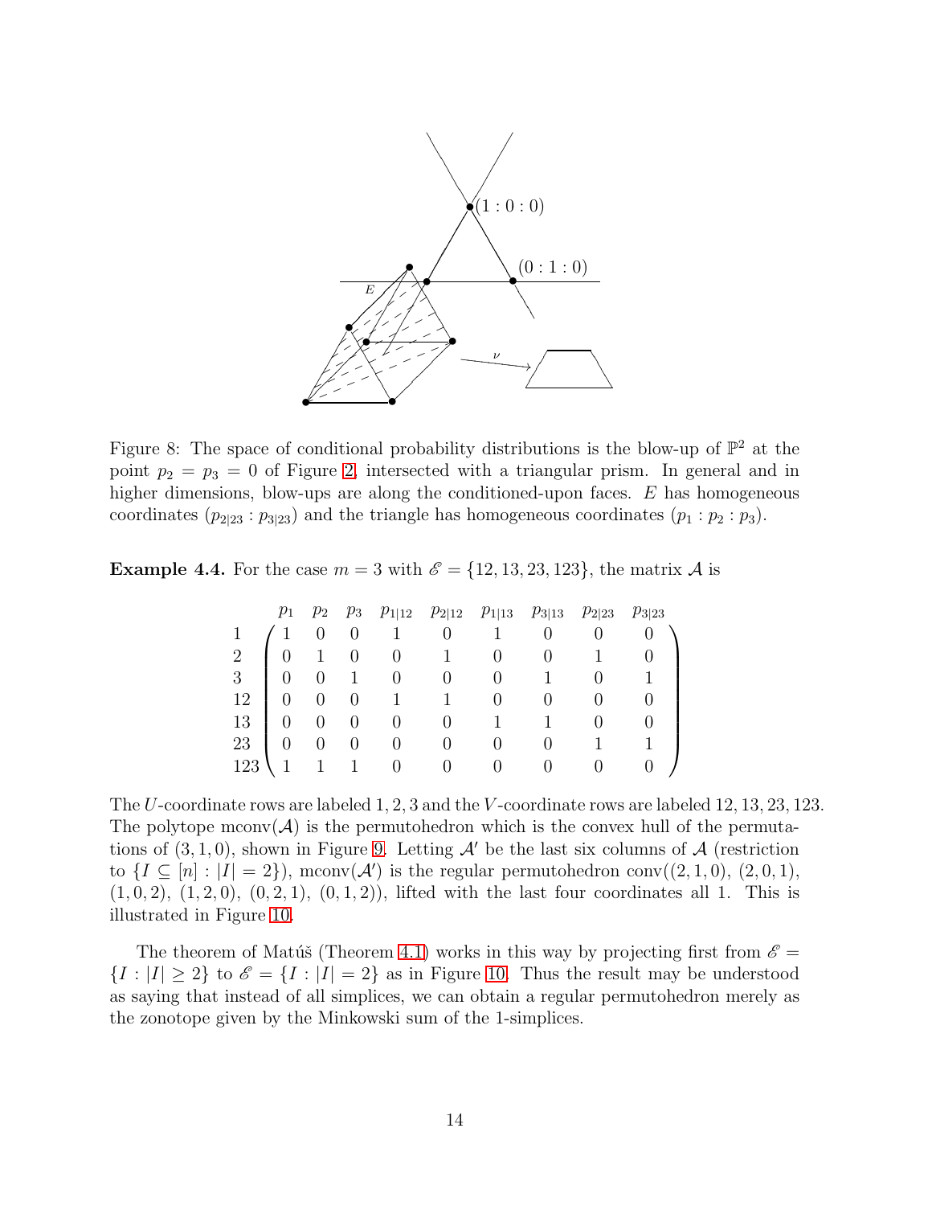Figure 8: The space of conditional probability distributions is the blow-up of $\mathbb{P}^2$ at the point $p_2 = p_3 = 0$ of Figure 2, intersected with a triangular prism. In general and in higher dimensions, blow-ups are along the conditioned-upon faces. $E$ has homogeneous coordinates $(p_{2|23} : p_{3|23})$ and the triangle has homogeneous coordinates $(p_1 : p_2 : p_3)$.

**Example 4.4.** For the case $m = 3$ with $\mathscr{E} = \{12, 13, 23, 123\}$, the matrix $\mathcal{A}$ is

$$
\begin{array}{c} \\ 1 \\ 2 \\ 3 \\ 12 \\ 13 \\ 23 \\ 123 \end{array}
\begin{array}{c}
\begin{array}{ccccccccc} p_1 & p_2 & p_3 & p_{1|12} & p_{2|12} & p_{1|13} & p_{3|13} & p_{2|23} & p_{3|23} \end{array} \\
\left(\begin{array}{ccccccccc}
1 & 0 & 0 & 1 & 0 & 1 & 0 & 0 & 0 \\
0 & 1 & 0 & 0 & 1 & 0 & 0 & 1 & 0 \\
0 & 0 & 1 & 0 & 0 & 0 & 1 & 0 & 1 \\
0 & 0 & 0 & 1 & 1 & 0 & 0 & 0 & 0 \\
0 & 0 & 0 & 0 & 0 & 1 & 1 & 0 & 0 \\
0 & 0 & 0 & 0 & 0 & 0 & 0 & 1 & 1 \\
1 & 1 & 1 & 0 & 0 & 0 & 0 & 0 & 0
\end{array}\right)
\end{array}
$$

The $U$-coordinate rows are labeled $1, 2, 3$ and the $V$-coordinate rows are labeled $12, 13, 23, 123$. The polytope $\operatorname{mconv}(\mathcal{A})$ is the permutohedron which is the convex hull of the permutations of $(3, 1, 0)$, shown in Figure 9. Letting $\mathcal{A}'$ be the last six columns of $\mathcal{A}$ (restriction to $\{I \subseteq [n] : |I| = 2\}$), $\operatorname{mconv}(\mathcal{A}')$ is the regular permutohedron $\operatorname{conv}((2, 1, 0), (2, 0, 1), (1, 0, 2), (1, 2, 0), (0, 2, 1), (0, 1, 2))$, lifted with the last four coordinates all 1. This is illustrated in Figure 10.

The theorem of Matúš (Theorem 4.1) works in this way by projecting first from $\mathscr{E} = \{I : |I| \geq 2\}$ to $\mathscr{E} = \{I : |I| = 2\}$ as in Figure 10. Thus the result may be understood as saying that instead of all simplices, we can obtain a regular permutohedron merely as the zonotope given by the Minkowski sum of the 1-simplices.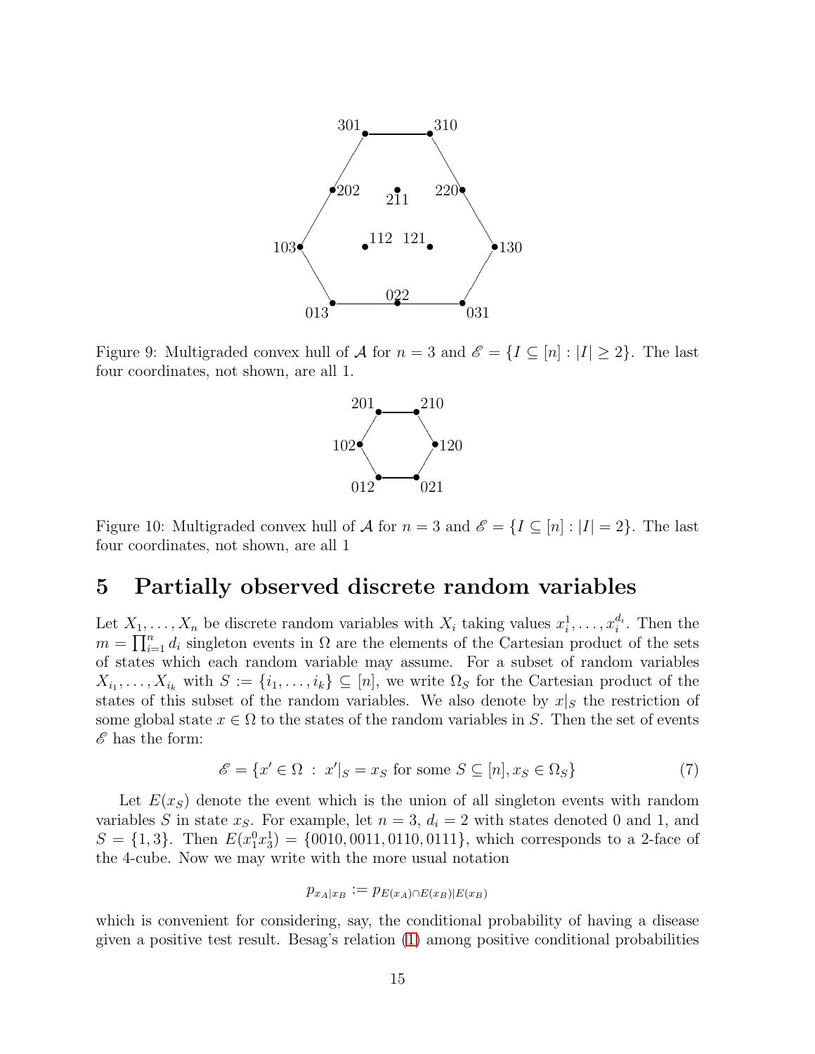Figure 9: Multigraded convex hull of $\mathcal{A}$ for $n = 3$ and $\mathscr{E} = \{I \subseteq [n] : |I| \geq 2\}$. The last four coordinates, not shown, are all 1.

Figure 10: Multigraded convex hull of $\mathcal{A}$ for $n = 3$ and $\mathscr{E} = \{I \subseteq [n] : |I| = 2\}$. The last four coordinates, not shown, are all 1

# 5 Partially observed discrete random variables

Let $X_1, \ldots, X_n$ be discrete random variables with $X_i$ taking values $x_i^1, \ldots, x_i^{d_i}$. Then the $m = \prod_{i=1}^n d_i$ singleton events in $\Omega$ are the elements of the Cartesian product of the sets of states which each random variable may assume. For a subset of random variables $X_{i_1}, \ldots, X_{i_k}$ with $S := \{i_1, \ldots, i_k\} \subseteq [n]$, we write $\Omega_S$ for the Cartesian product of the states of this subset of the random variables. We also denote by $x|_S$ the restriction of some global state $x \in \Omega$ to the states of the random variables in $S$. Then the set of events $\mathscr{E}$ has the form:

$$\mathscr{E} = \{x' \in \Omega \ : \ x'|_S = x_S \text{ for some } S \subseteq [n], x_S \in \Omega_S\} \tag{7}$$

Let $E(x_S)$ denote the event which is the union of all singleton events with random variables $S$ in state $x_S$. For example, let $n = 3$, $d_i = 2$ with states denoted 0 and 1, and $S = \{1, 3\}$. Then $E(x_1^0 x_3^1) = \{0010, 0011, 0110, 0111\}$, which corresponds to a 2-face of the 4-cube. Now we may write with the more usual notation

$$p_{x_A|x_B} := p_{E(x_A)\cap E(x_B)|E(x_B)}$$

which is convenient for considering, say, the conditional probability of having a disease given a positive test result. Besag's relation (1) among positive conditional probabilities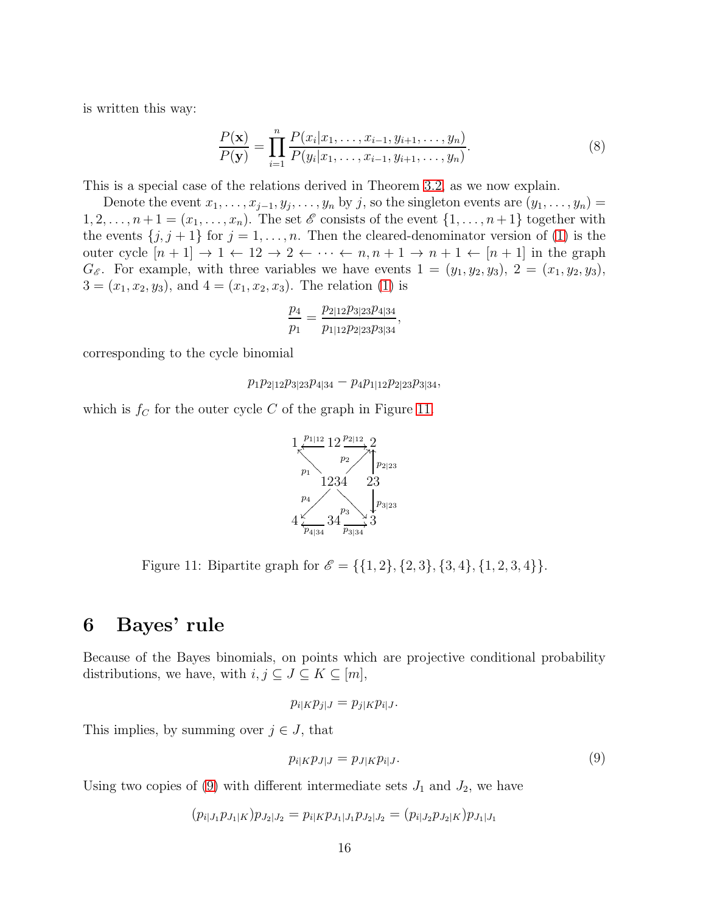is written this way:

$$\frac{P(\mathbf{x})}{P(\mathbf{y})} = \prod_{i=1}^{n} \frac{P(x_i|x_1,\ldots,x_{i-1},y_{i+1},\ldots,y_n)}{P(y_i|x_1,\ldots,x_{i-1},y_{i+1},\ldots,y_n)}. \tag{8}$$

This is a special case of the relations derived in Theorem 3.2, as we now explain.

Denote the event $x_1,\ldots,x_{j-1},y_j,\ldots,y_n$ by $j$, so the singleton events are $(y_1,\ldots,y_n) = 1,2,\ldots,n+1 = (x_1,\ldots,x_n)$. The set $\mathscr{E}$ consists of the event $\{1,\ldots,n+1\}$ together with the events $\{j,j+1\}$ for $j=1,\ldots,n$. Then the cleared-denominator version of (1) is the outer cycle $[n+1] \to 1 \leftarrow 12 \to 2 \leftarrow \cdots \leftarrow n, n+1 \to n+1 \leftarrow [n+1]$ in the graph $G_{\mathscr{E}}$. For example, with three variables we have events $1=(y_1,y_2,y_3)$, $2=(x_1,y_2,y_3)$, $3=(x_1,x_2,y_3)$, and $4=(x_1,x_2,x_3)$. The relation (1) is

$$\frac{p_4}{p_1} = \frac{p_{2|12}p_{3|23}p_{4|34}}{p_{1|12}p_{2|23}p_{3|34}},$$

corresponding to the cycle binomial

$$p_1p_{2|12}p_{3|23}p_{4|34} - p_4p_{1|12}p_{2|23}p_{3|34},$$

which is $f_C$ for the outer cycle $C$ of the graph in Figure 11.

Figure 11: Bipartite graph for $\mathscr{E} = \{\{1,2\},\{2,3\},\{3,4\},\{1,2,3,4\}\}$.

# 6 Bayes' rule

Because of the Bayes binomials, on points which are projective conditional probability distributions, we have, with $i,j \subseteq J \subseteq K \subseteq [m]$,

$$p_{i|K}p_{j|J} = p_{j|K}p_{i|J}.$$

This implies, by summing over $j \in J$, that

$$p_{i|K}p_{J|J} = p_{J|K}p_{i|J}. \tag{9}$$

Using two copies of (9) with different intermediate sets $J_1$ and $J_2$, we have

$$(p_{i|J_1}p_{J_1|K})p_{J_2|J_2} = p_{i|K}p_{J_1|J_1}p_{J_2|J_2} = (p_{i|J_2}p_{J_2|K})p_{J_1|J_1}$$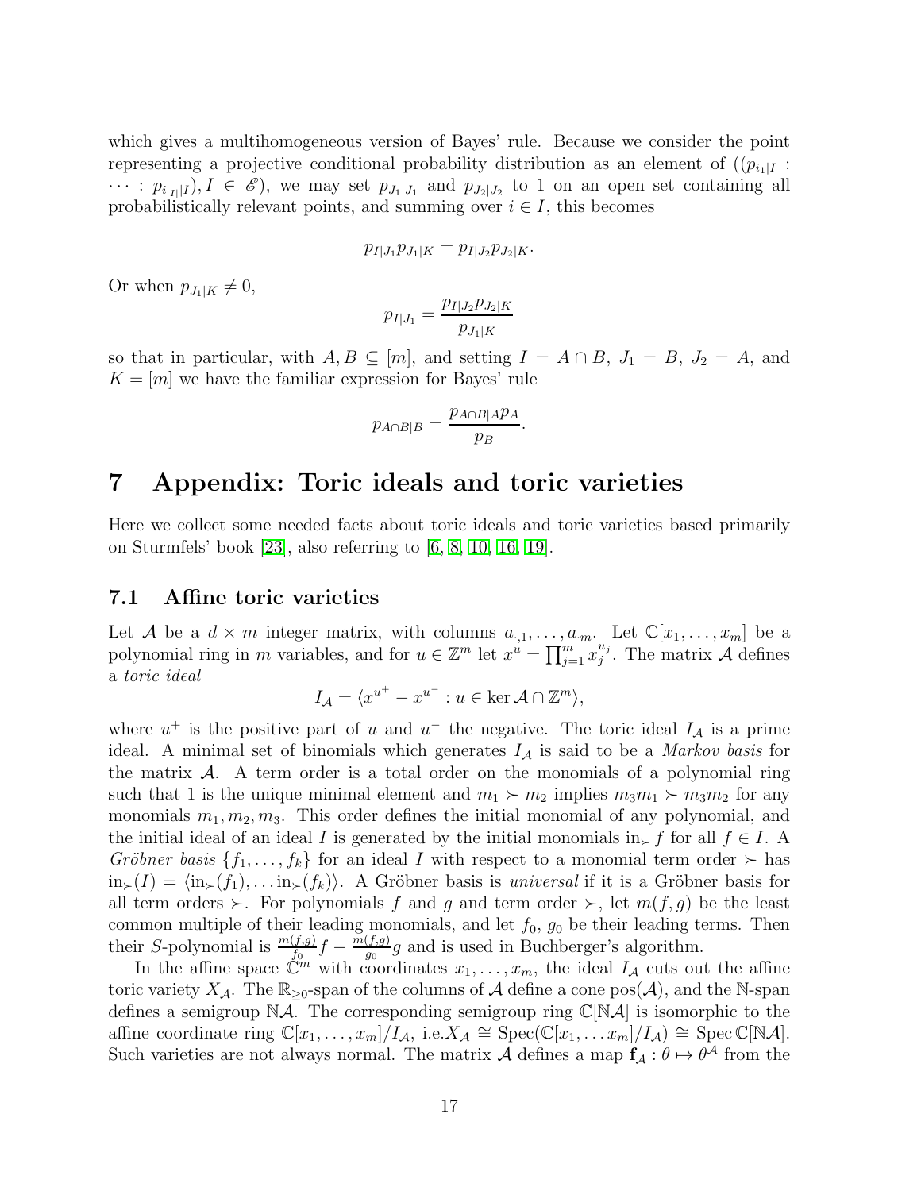which gives a multihomogeneous version of Bayes' rule. Because we consider the point representing a projective conditional probability distribution as an element of $((p_{i_1|I} : \cdots : p_{i_{|I|}|I}), I \in \mathscr{E})$, we may set $p_{J_1|J_1}$ and $p_{J_2|J_2}$ to 1 on an open set containing all probabilistically relevant points, and summing over $i \in I$, this becomes

$$p_{I|J_1} p_{J_1|K} = p_{I|J_2} p_{J_2|K}.$$

Or when $p_{J_1|K} \neq 0$,

$$p_{I|J_1} = \frac{p_{I|J_2} p_{J_2|K}}{p_{J_1|K}}$$

so that in particular, with $A, B \subseteq [m]$, and setting $I = A \cap B$, $J_1 = B$, $J_2 = A$, and $K = [m]$ we have the familiar expression for Bayes' rule

$$p_{A\cap B|B} = \frac{p_{A\cap B|A} p_A}{p_B}.$$

# 7 Appendix: Toric ideals and toric varieties

Here we collect some needed facts about toric ideals and toric varieties based primarily on Sturmfels' book [23], also referring to [6, 8, 10, 16, 19].

## 7.1 Affine toric varieties

Let $\mathcal{A}$ be a $d \times m$ integer matrix, with columns $a_{\cdot,1}, \ldots, a_{\cdot m}$. Let $\mathbb{C}[x_1, \ldots, x_m]$ be a polynomial ring in $m$ variables, and for $u \in \mathbb{Z}^m$ let $x^u = \prod_{j=1}^m x_j^{u_j}$. The matrix $\mathcal{A}$ defines a *toric ideal*

$$I_{\mathcal{A}} = \langle x^{u^+} - x^{u^-} : u \in \ker \mathcal{A} \cap \mathbb{Z}^m \rangle,$$

where $u^+$ is the positive part of $u$ and $u^-$ the negative. The toric ideal $I_{\mathcal{A}}$ is a prime ideal. A minimal set of binomials which generates $I_{\mathcal{A}}$ is said to be a *Markov basis* for the matrix $\mathcal{A}$. A term order is a total order on the monomials of a polynomial ring such that 1 is the unique minimal element and $m_1 \succ m_2$ implies $m_3 m_1 \succ m_3 m_2$ for any monomials $m_1, m_2, m_3$. This order defines the initial monomial of any polynomial, and the initial ideal of an ideal $I$ is generated by the initial monomials $\text{in}_{\succ} f$ for all $f \in I$. A *Gröbner basis* $\{f_1, \ldots, f_k\}$ for an ideal $I$ with respect to a monomial term order $\succ$ has $\text{in}_{\succ}(I) = \langle \text{in}_{\succ}(f_1), \ldots \text{in}_{\succ}(f_k) \rangle$. A Gröbner basis is *universal* if it is a Gröbner basis for all term orders $\succ$. For polynomials $f$ and $g$ and term order $\succ$, let $m(f, g)$ be the least common multiple of their leading monomials, and let $f_0$, $g_0$ be their leading terms. Then their $S$-polynomial is $\frac{m(f,g)}{f_0} f - \frac{m(f,g)}{g_0} g$ and is used in Buchberger's algorithm.

In the affine space $\mathbb{C}^m$ with coordinates $x_1, \ldots, x_m$, the ideal $I_{\mathcal{A}}$ cuts out the affine toric variety $X_{\mathcal{A}}$. The $\mathbb{R}_{\geq 0}$-span of the columns of $\mathcal{A}$ define a cone $\text{pos}(\mathcal{A})$, and the $\mathbb{N}$-span defines a semigroup $\mathbb{N}\mathcal{A}$. The corresponding semigroup ring $\mathbb{C}[\mathbb{N}\mathcal{A}]$ is isomorphic to the affine coordinate ring $\mathbb{C}[x_1, \ldots, x_m]/I_{\mathcal{A}}$, i.e.$X_{\mathcal{A}} \cong \text{Spec}(\mathbb{C}[x_1, \ldots x_m]/I_{\mathcal{A}}) \cong \text{Spec}\, \mathbb{C}[\mathbb{N}\mathcal{A}]$. Such varieties are not always normal. The matrix $\mathcal{A}$ defines a map $\mathbf{f}_{\mathcal{A}} : \theta \mapsto \theta^{\mathcal{A}}$ from the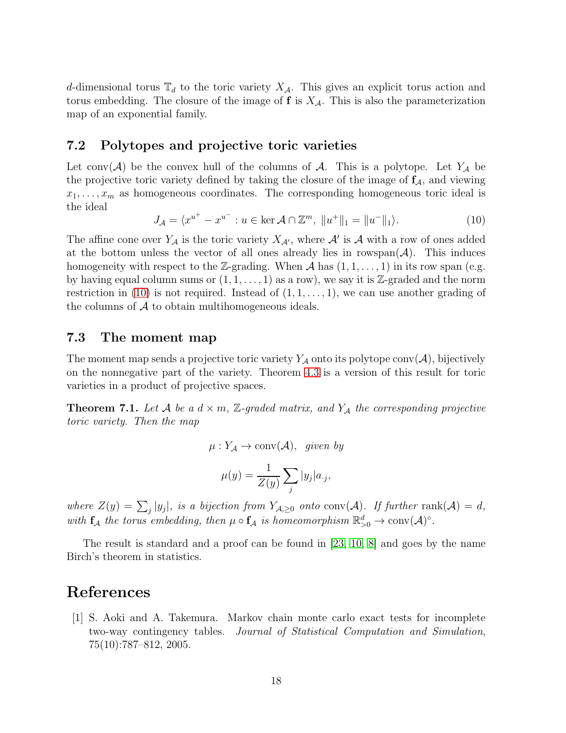$d$-dimensional torus $\mathbb{T}_d$ to the toric variety $X_{\mathcal{A}}$. This gives an explicit torus action and torus embedding. The closure of the image of $\mathbf{f}$ is $X_{\mathcal{A}}$. This is also the parameterization map of an exponential family.

### 7.2 Polytopes and projective toric varieties

Let $\operatorname{conv}(\mathcal{A})$ be the convex hull of the columns of $\mathcal{A}$. This is a polytope. Let $Y_{\mathcal{A}}$ be the projective toric variety defined by taking the closure of the image of $\mathbf{f}_{\mathcal{A}}$, and viewing $x_1, \ldots, x_m$ as homogeneous coordinates. The corresponding homogeneous toric ideal is the ideal

$$J_{\mathcal{A}} = \langle x^{u^+} - x^{u^-} : u \in \ker \mathcal{A} \cap \mathbb{Z}^m,\ \|u^+\|_1 = \|u^-\|_1 \rangle. \tag{10}$$

The affine cone over $Y_{\mathcal{A}}$ is the toric variety $X_{\mathcal{A}'}$, where $\mathcal{A}'$ is $\mathcal{A}$ with a row of ones added at the bottom unless the vector of all ones already lies in $\operatorname{rowspan}(\mathcal{A})$. This induces homogeneity with respect to the $\mathbb{Z}$-grading. When $\mathcal{A}$ has $(1, 1, \ldots, 1)$ in its row span (e.g. by having equal column sums or $(1, 1, \ldots, 1)$ as a row), we say it is $\mathbb{Z}$-graded and the norm restriction in (10) is not required. Instead of $(1, 1, \ldots, 1)$, we can use another grading of the columns of $\mathcal{A}$ to obtain multihomogeneous ideals.

### 7.3 The moment map

The moment map sends a projective toric variety $Y_{\mathcal{A}}$ onto its polytope $\operatorname{conv}(\mathcal{A})$, bijectively on the nonnegative part of the variety. Theorem 4.3 is a version of this result for toric varieties in a product of projective spaces.

**Theorem 7.1.** *Let $\mathcal{A}$ be a $d \times m$, $\mathbb{Z}$-graded matrix, and $Y_{\mathcal{A}}$ the corresponding projective toric variety. Then the map*

$$\mu : Y_{\mathcal{A}} \to \operatorname{conv}(\mathcal{A}), \quad \textit{given by}$$

$$\mu(y) = \frac{1}{Z(y)} \sum_j |y_j| a_{\cdot j},$$

*where $Z(y) = \sum_j |y_j|$, is a bijection from $Y_{\mathcal{A},\geq 0}$ onto $\operatorname{conv}(\mathcal{A})$. If further $\operatorname{rank}(\mathcal{A}) = d$, with $\mathbf{f}_{\mathcal{A}}$ the torus embedding, then $\mu \circ \mathbf{f}_{\mathcal{A}}$ is homeomorphism $\mathbb{R}^d_{>0} \to \operatorname{conv}(\mathcal{A})^\circ$.*

The result is standard and a proof can be found in [23, 10, 8] and goes by the name Birch's theorem in statistics.

## References

[1] S. Aoki and A. Takemura. Markov chain monte carlo exact tests for incomplete two-way contingency tables. *Journal of Statistical Computation and Simulation*, 75(10):787–812, 2005.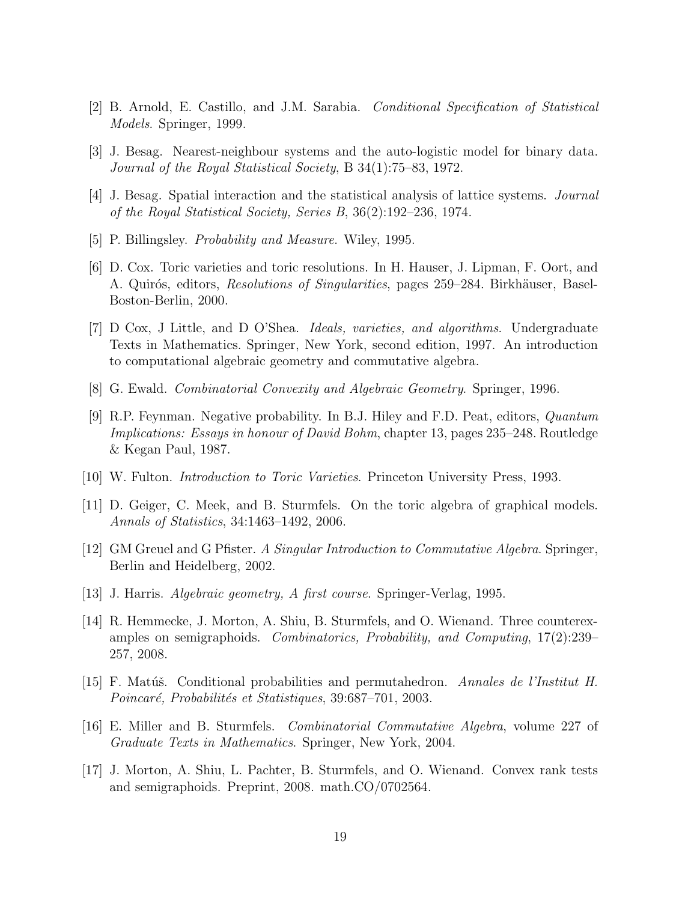[2] B. Arnold, E. Castillo, and J.M. Sarabia. *Conditional Specification of Statistical Models*. Springer, 1999.

[3] J. Besag. Nearest-neighbour systems and the auto-logistic model for binary data. *Journal of the Royal Statistical Society*, B 34(1):75–83, 1972.

[4] J. Besag. Spatial interaction and the statistical analysis of lattice systems. *Journal of the Royal Statistical Society, Series B*, 36(2):192–236, 1974.

[5] P. Billingsley. *Probability and Measure*. Wiley, 1995.

[6] D. Cox. Toric varieties and toric resolutions. In H. Hauser, J. Lipman, F. Oort, and A. Quirós, editors, *Resolutions of Singularities*, pages 259–284. Birkhäuser, Basel-Boston-Berlin, 2000.

[7] D Cox, J Little, and D O'Shea. *Ideals, varieties, and algorithms*. Undergraduate Texts in Mathematics. Springer, New York, second edition, 1997. An introduction to computational algebraic geometry and commutative algebra.

[8] G. Ewald. *Combinatorial Convexity and Algebraic Geometry*. Springer, 1996.

[9] R.P. Feynman. Negative probability. In B.J. Hiley and F.D. Peat, editors, *Quantum Implications: Essays in honour of David Bohm*, chapter 13, pages 235–248. Routledge & Kegan Paul, 1987.

[10] W. Fulton. *Introduction to Toric Varieties*. Princeton University Press, 1993.

[11] D. Geiger, C. Meek, and B. Sturmfels. On the toric algebra of graphical models. *Annals of Statistics*, 34:1463–1492, 2006.

[12] GM Greuel and G Pfister. *A Singular Introduction to Commutative Algebra*. Springer, Berlin and Heidelberg, 2002.

[13] J. Harris. *Algebraic geometry, A first course*. Springer-Verlag, 1995.

[14] R. Hemmecke, J. Morton, A. Shiu, B. Sturmfels, and O. Wienand. Three counterexamples on semigraphoids. *Combinatorics, Probability, and Computing*, 17(2):239–257, 2008.

[15] F. Matúš. Conditional probabilities and permutahedron. *Annales de l'Institut H. Poincaré, Probabilités et Statistiques*, 39:687–701, 2003.

[16] E. Miller and B. Sturmfels. *Combinatorial Commutative Algebra*, volume 227 of *Graduate Texts in Mathematics*. Springer, New York, 2004.

[17] J. Morton, A. Shiu, L. Pachter, B. Sturmfels, and O. Wienand. Convex rank tests and semigraphoids. Preprint, 2008. math.CO/0702564.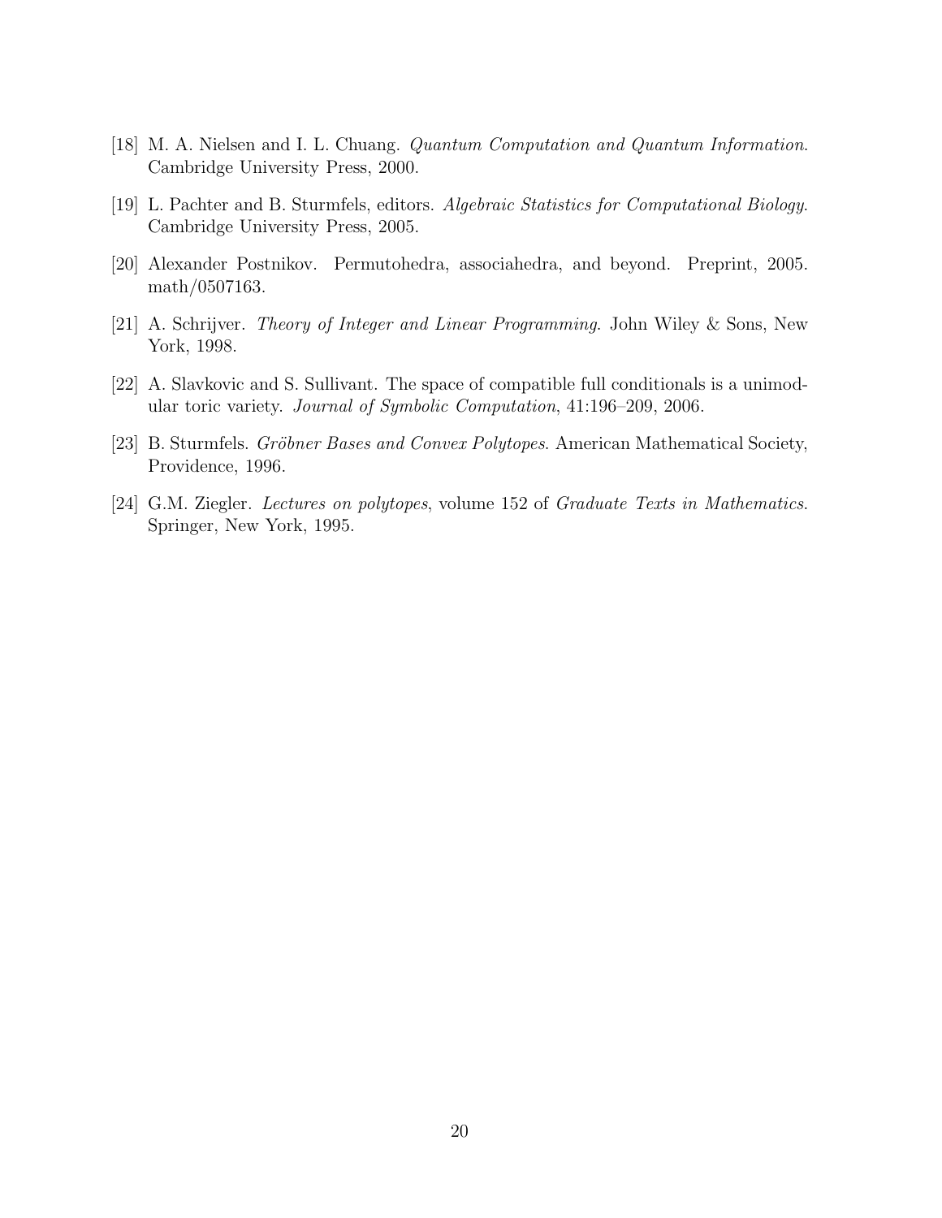[18] M. A. Nielsen and I. L. Chuang. *Quantum Computation and Quantum Information*. Cambridge University Press, 2000.

[19] L. Pachter and B. Sturmfels, editors. *Algebraic Statistics for Computational Biology*. Cambridge University Press, 2005.

[20] Alexander Postnikov. Permutohedra, associahedra, and beyond. Preprint, 2005. math/0507163.

[21] A. Schrijver. *Theory of Integer and Linear Programming*. John Wiley & Sons, New York, 1998.

[22] A. Slavkovic and S. Sullivant. The space of compatible full conditionals is a unimodular toric variety. *Journal of Symbolic Computation*, 41:196–209, 2006.

[23] B. Sturmfels. *Gröbner Bases and Convex Polytopes*. American Mathematical Society, Providence, 1996.

[24] G.M. Ziegler. *Lectures on polytopes*, volume 152 of *Graduate Texts in Mathematics*. Springer, New York, 1995.